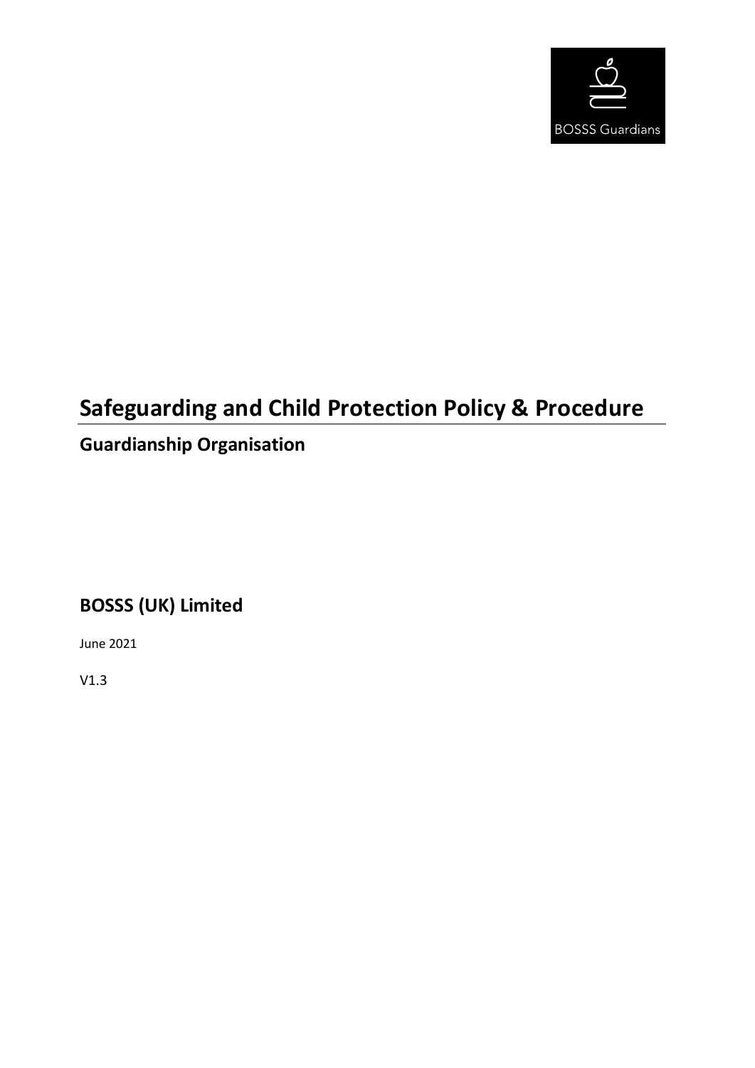BOSSS Guardians

# Safeguarding and Child Protection Policy & Procedure

## Guardianship Organisation

## BOSSS (UK) Limited

June 2021

V1.3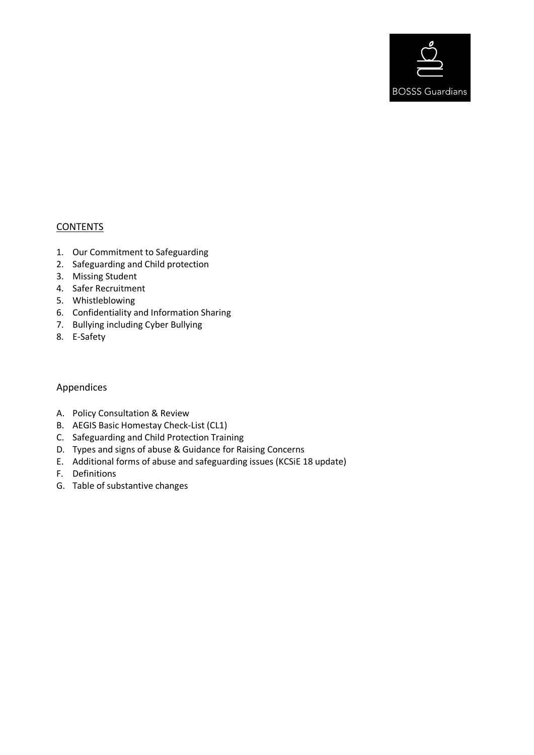BOSSS Guardians

## CONTENTS

1. Our Commitment to Safeguarding
2. Safeguarding and Child protection
3. Missing Student
4. Safer Recruitment
5. Whistleblowing
6. Confidentiality and Information Sharing
7. Bullying including Cyber Bullying
8. E-Safety

## Appendices

A. Policy Consultation & Review
B. AEGIS Basic Homestay Check-List (CL1)
C. Safeguarding and Child Protection Training
D. Types and signs of abuse & Guidance for Raising Concerns
E. Additional forms of abuse and safeguarding issues (KCSiE 18 update)
F. Definitions
G. Table of substantive changes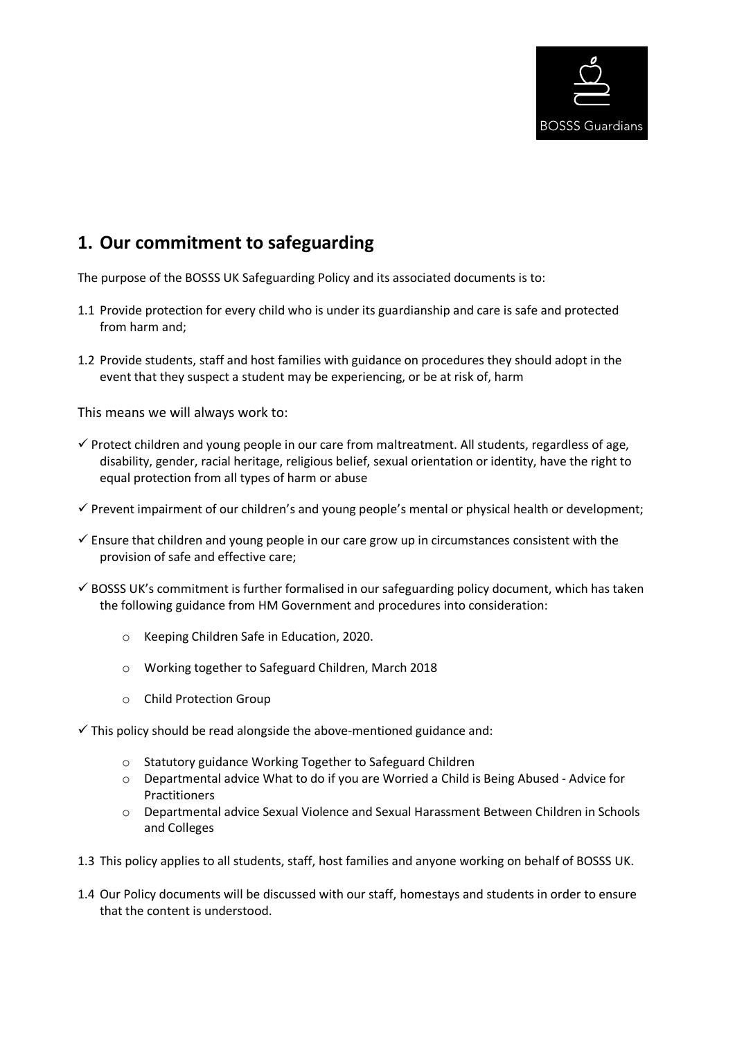## 1. Our commitment to safeguarding

The purpose of the BOSSS UK Safeguarding Policy and its associated documents is to:

1.1 Provide protection for every child who is under its guardianship and care is safe and protected from harm and;

1.2 Provide students, staff and host families with guidance on procedures they should adopt in the event that they suspect a student may be experiencing, or be at risk of, harm

This means we will always work to:

- ✓ Protect children and young people in our care from maltreatment. All students, regardless of age, disability, gender, racial heritage, religious belief, sexual orientation or identity, have the right to equal protection from all types of harm or abuse
- ✓ Prevent impairment of our children's and young people's mental or physical health or development;
- ✓ Ensure that children and young people in our care grow up in circumstances consistent with the provision of safe and effective care;
- ✓ BOSSS UK's commitment is further formalised in our safeguarding policy document, which has taken the following guidance from HM Government and procedures into consideration:
    - o Keeping Children Safe in Education, 2020.
    - o Working together to Safeguard Children, March 2018
    - o Child Protection Group
- ✓ This policy should be read alongside the above-mentioned guidance and:
    - o Statutory guidance Working Together to Safeguard Children
    - o Departmental advice What to do if you are Worried a Child is Being Abused - Advice for Practitioners
    - o Departmental advice Sexual Violence and Sexual Harassment Between Children in Schools and Colleges

1.3 This policy applies to all students, staff, host families and anyone working on behalf of BOSSS UK.

1.4 Our Policy documents will be discussed with our staff, homestays and students in order to ensure that the content is understood.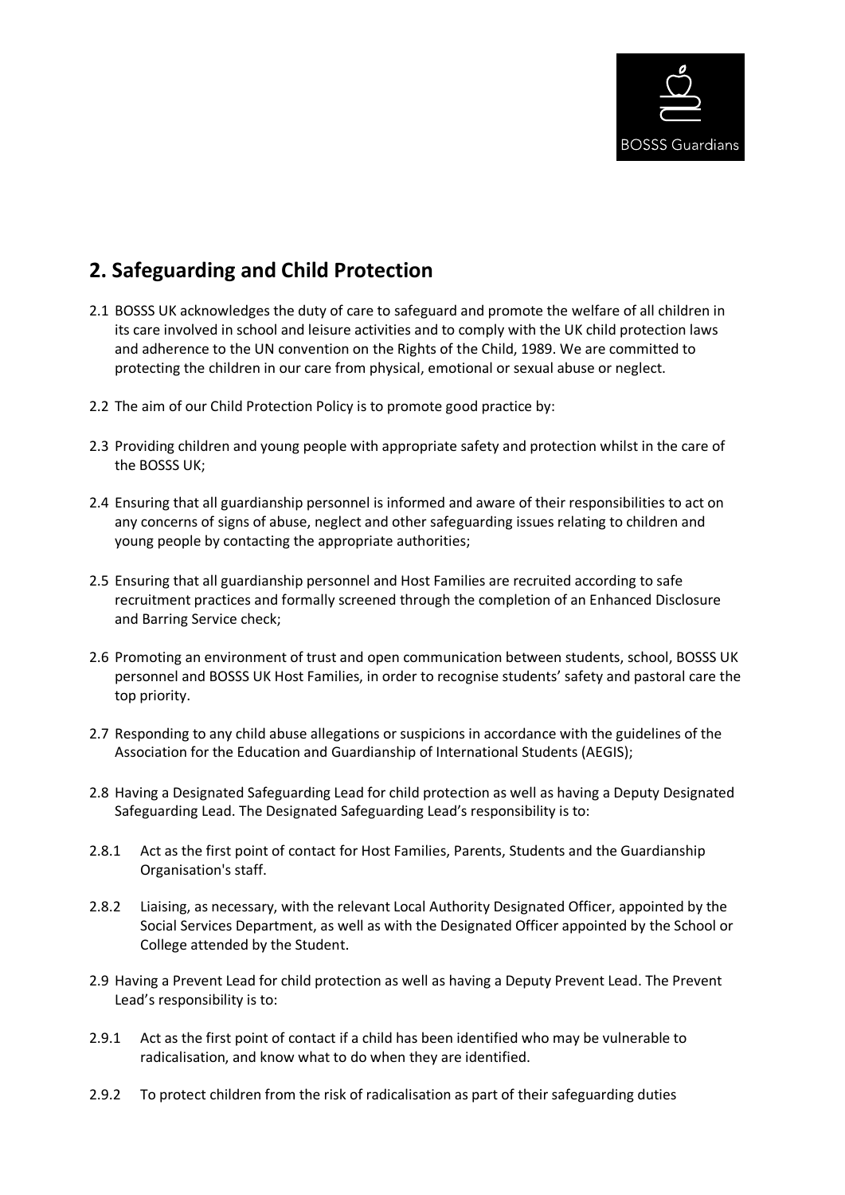## 2. Safeguarding and Child Protection

2.1 BOSSS UK acknowledges the duty of care to safeguard and promote the welfare of all children in its care involved in school and leisure activities and to comply with the UK child protection laws and adherence to the UN convention on the Rights of the Child, 1989. We are committed to protecting the children in our care from physical, emotional or sexual abuse or neglect.

2.2 The aim of our Child Protection Policy is to promote good practice by:

2.3 Providing children and young people with appropriate safety and protection whilst in the care of the BOSSS UK;

2.4 Ensuring that all guardianship personnel is informed and aware of their responsibilities to act on any concerns of signs of abuse, neglect and other safeguarding issues relating to children and young people by contacting the appropriate authorities;

2.5 Ensuring that all guardianship personnel and Host Families are recruited according to safe recruitment practices and formally screened through the completion of an Enhanced Disclosure and Barring Service check;

2.6 Promoting an environment of trust and open communication between students, school, BOSSS UK personnel and BOSSS UK Host Families, in order to recognise students' safety and pastoral care the top priority.

2.7 Responding to any child abuse allegations or suspicions in accordance with the guidelines of the Association for the Education and Guardianship of International Students (AEGIS);

2.8 Having a Designated Safeguarding Lead for child protection as well as having a Deputy Designated Safeguarding Lead. The Designated Safeguarding Lead's responsibility is to:

2.8.1 Act as the first point of contact for Host Families, Parents, Students and the Guardianship Organisation's staff.

2.8.2 Liaising, as necessary, with the relevant Local Authority Designated Officer, appointed by the Social Services Department, as well as with the Designated Officer appointed by the School or College attended by the Student.

2.9 Having a Prevent Lead for child protection as well as having a Deputy Prevent Lead. The Prevent Lead's responsibility is to:

2.9.1 Act as the first point of contact if a child has been identified who may be vulnerable to radicalisation, and know what to do when they are identified.

2.9.2 To protect children from the risk of radicalisation as part of their safeguarding duties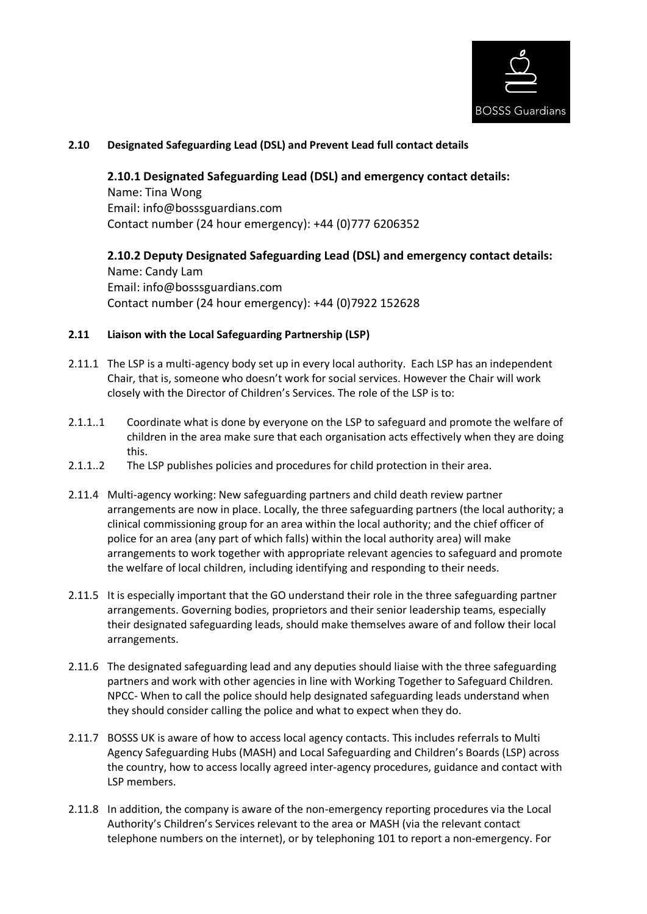**2.10 Designated Safeguarding Lead (DSL) and Prevent Lead full contact details**

### 2.10.1 Designated Safeguarding Lead (DSL) and emergency contact details:

Name: Tina Wong
Email: info@bosssguardians.com
Contact number (24 hour emergency): +44 (0)777 6206352

### 2.10.2 Deputy Designated Safeguarding Lead (DSL) and emergency contact details:

Name: Candy Lam
Email: info@bosssguardians.com
Contact number (24 hour emergency): +44 (0)7922 152628

**2.11 Liaison with the Local Safeguarding Partnership (LSP)**

2.11.1 The LSP is a multi-agency body set up in every local authority. Each LSP has an independent Chair, that is, someone who doesn't work for social services. However the Chair will work closely with the Director of Children's Services. The role of the LSP is to:

2.1.1..1 Coordinate what is done by everyone on the LSP to safeguard and promote the welfare of children in the area make sure that each organisation acts effectively when they are doing this.

2.1.1..2 The LSP publishes policies and procedures for child protection in their area.

2.11.4 Multi-agency working: New safeguarding partners and child death review partner arrangements are now in place. Locally, the three safeguarding partners (the local authority; a clinical commissioning group for an area within the local authority; and the chief officer of police for an area (any part of which falls) within the local authority area) will make arrangements to work together with appropriate relevant agencies to safeguard and promote the welfare of local children, including identifying and responding to their needs.

2.11.5 It is especially important that the GO understand their role in the three safeguarding partner arrangements. Governing bodies, proprietors and their senior leadership teams, especially their designated safeguarding leads, should make themselves aware of and follow their local arrangements.

2.11.6 The designated safeguarding lead and any deputies should liaise with the three safeguarding partners and work with other agencies in line with Working Together to Safeguard Children. NPCC- When to call the police should help designated safeguarding leads understand when they should consider calling the police and what to expect when they do.

2.11.7 BOSSS UK is aware of how to access local agency contacts. This includes referrals to Multi Agency Safeguarding Hubs (MASH) and Local Safeguarding and Children's Boards (LSP) across the country, how to access locally agreed inter-agency procedures, guidance and contact with LSP members.

2.11.8 In addition, the company is aware of the non-emergency reporting procedures via the Local Authority's Children's Services relevant to the area or MASH (via the relevant contact telephone numbers on the internet), or by telephoning 101 to report a non-emergency. For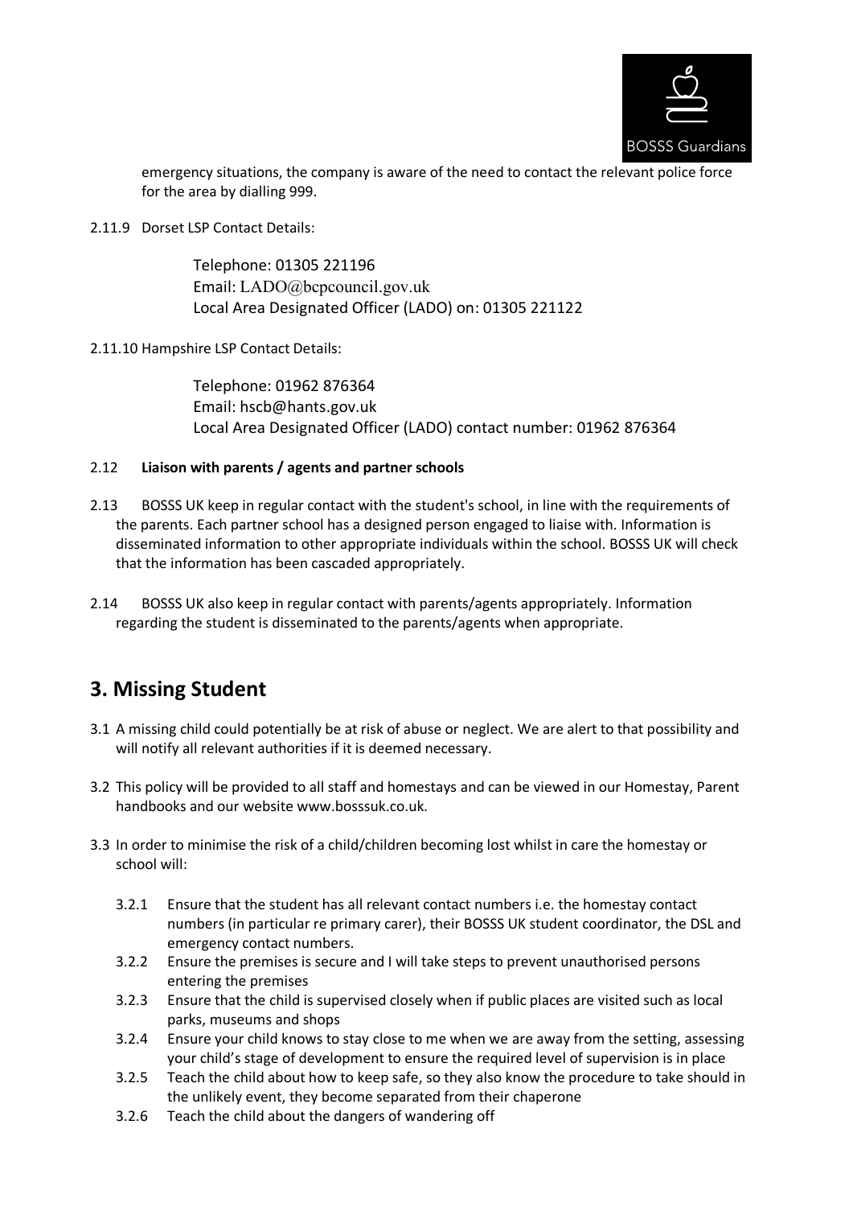emergency situations, the company is aware of the need to contact the relevant police force for the area by dialling 999.

2.11.9 Dorset LSP Contact Details:

Telephone: 01305 221196
Email: LADO@bcpcouncil.gov.uk
Local Area Designated Officer (LADO) on: 01305 221122

2.11.10 Hampshire LSP Contact Details:

Telephone: 01962 876364
Email: hscb@hants.gov.uk
Local Area Designated Officer (LADO) contact number: 01962 876364

2.12 **Liaison with parents / agents and partner schools**

2.13 BOSSS UK keep in regular contact with the student's school, in line with the requirements of the parents. Each partner school has a designed person engaged to liaise with. Information is disseminated information to other appropriate individuals within the school. BOSSS UK will check that the information has been cascaded appropriately.

2.14 BOSSS UK also keep in regular contact with parents/agents appropriately. Information regarding the student is disseminated to the parents/agents when appropriate.

## 3. Missing Student

3.1 A missing child could potentially be at risk of abuse or neglect. We are alert to that possibility and will notify all relevant authorities if it is deemed necessary.

3.2 This policy will be provided to all staff and homestays and can be viewed in our Homestay, Parent handbooks and our website www.bosssuk.co.uk.

3.3 In order to minimise the risk of a child/children becoming lost whilst in care the homestay or school will:

- 3.2.1 Ensure that the student has all relevant contact numbers i.e. the homestay contact numbers (in particular re primary carer), their BOSSS UK student coordinator, the DSL and emergency contact numbers.
- 3.2.2 Ensure the premises is secure and I will take steps to prevent unauthorised persons entering the premises
- 3.2.3 Ensure that the child is supervised closely when if public places are visited such as local parks, museums and shops
- 3.2.4 Ensure your child knows to stay close to me when we are away from the setting, assessing your child's stage of development to ensure the required level of supervision is in place
- 3.2.5 Teach the child about how to keep safe, so they also know the procedure to take should in the unlikely event, they become separated from their chaperone
- 3.2.6 Teach the child about the dangers of wandering off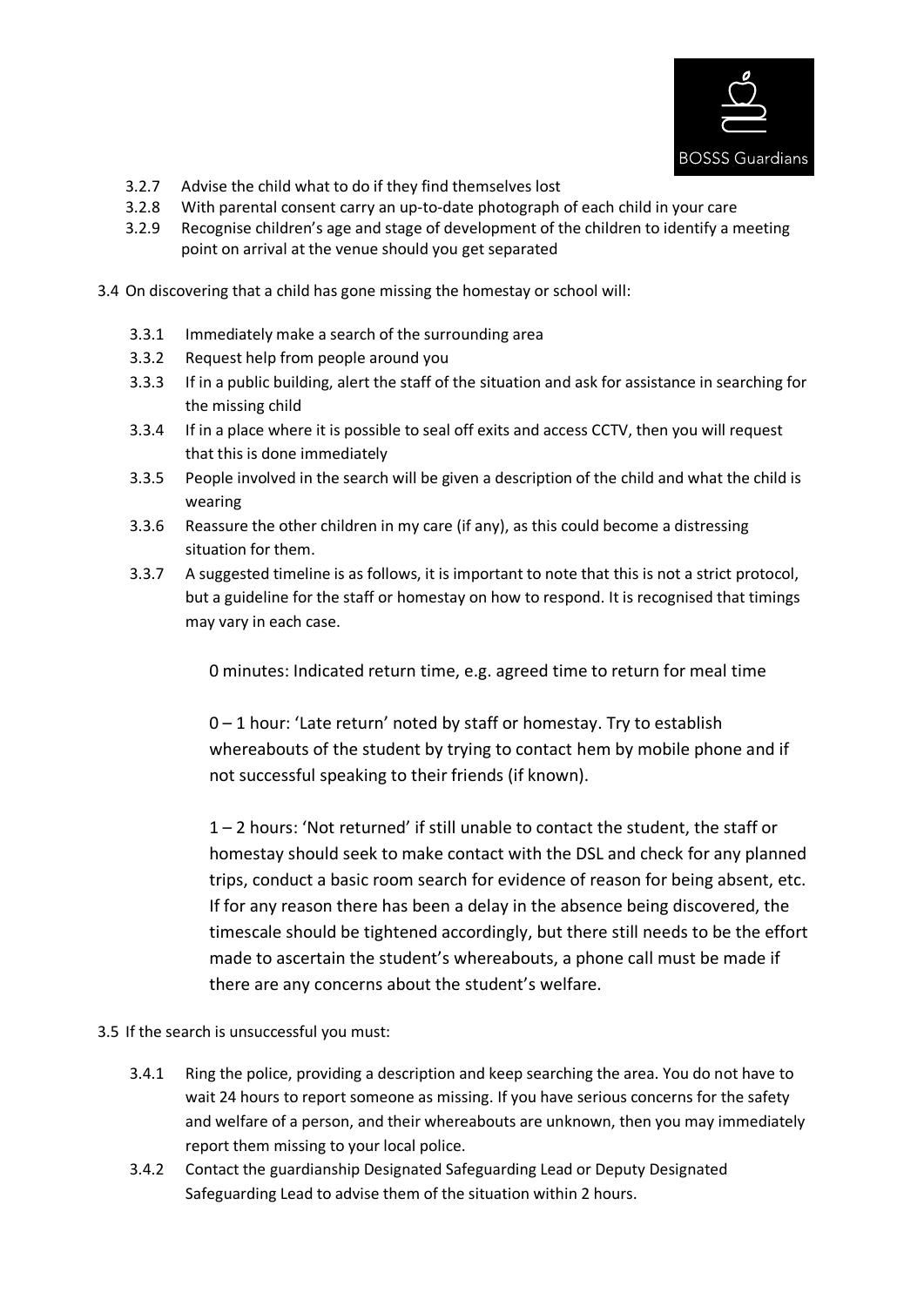3.2.7 Advise the child what to do if they find themselves lost

3.2.8 With parental consent carry an up-to-date photograph of each child in your care

3.2.9 Recognise children's age and stage of development of the children to identify a meeting point on arrival at the venue should you get separated

3.4 On discovering that a child has gone missing the homestay or school will:

3.3.1 Immediately make a search of the surrounding area

3.3.2 Request help from people around you

3.3.3 If in a public building, alert the staff of the situation and ask for assistance in searching for the missing child

3.3.4 If in a place where it is possible to seal off exits and access CCTV, then you will request that this is done immediately

3.3.5 People involved in the search will be given a description of the child and what the child is wearing

3.3.6 Reassure the other children in my care (if any), as this could become a distressing situation for them.

3.3.7 A suggested timeline is as follows, it is important to note that this is not a strict protocol, but a guideline for the staff or homestay on how to respond. It is recognised that timings may vary in each case.

0 minutes: Indicated return time, e.g. agreed time to return for meal time

0 – 1 hour: 'Late return' noted by staff or homestay. Try to establish whereabouts of the student by trying to contact hem by mobile phone and if not successful speaking to their friends (if known).

1 – 2 hours: 'Not returned' if still unable to contact the student, the staff or homestay should seek to make contact with the DSL and check for any planned trips, conduct a basic room search for evidence of reason for being absent, etc. If for any reason there has been a delay in the absence being discovered, the timescale should be tightened accordingly, but there still needs to be the effort made to ascertain the student's whereabouts, a phone call must be made if there are any concerns about the student's welfare.

3.5 If the search is unsuccessful you must:

3.4.1 Ring the police, providing a description and keep searching the area. You do not have to wait 24 hours to report someone as missing. If you have serious concerns for the safety and welfare of a person, and their whereabouts are unknown, then you may immediately report them missing to your local police.

3.4.2 Contact the guardianship Designated Safeguarding Lead or Deputy Designated Safeguarding Lead to advise them of the situation within 2 hours.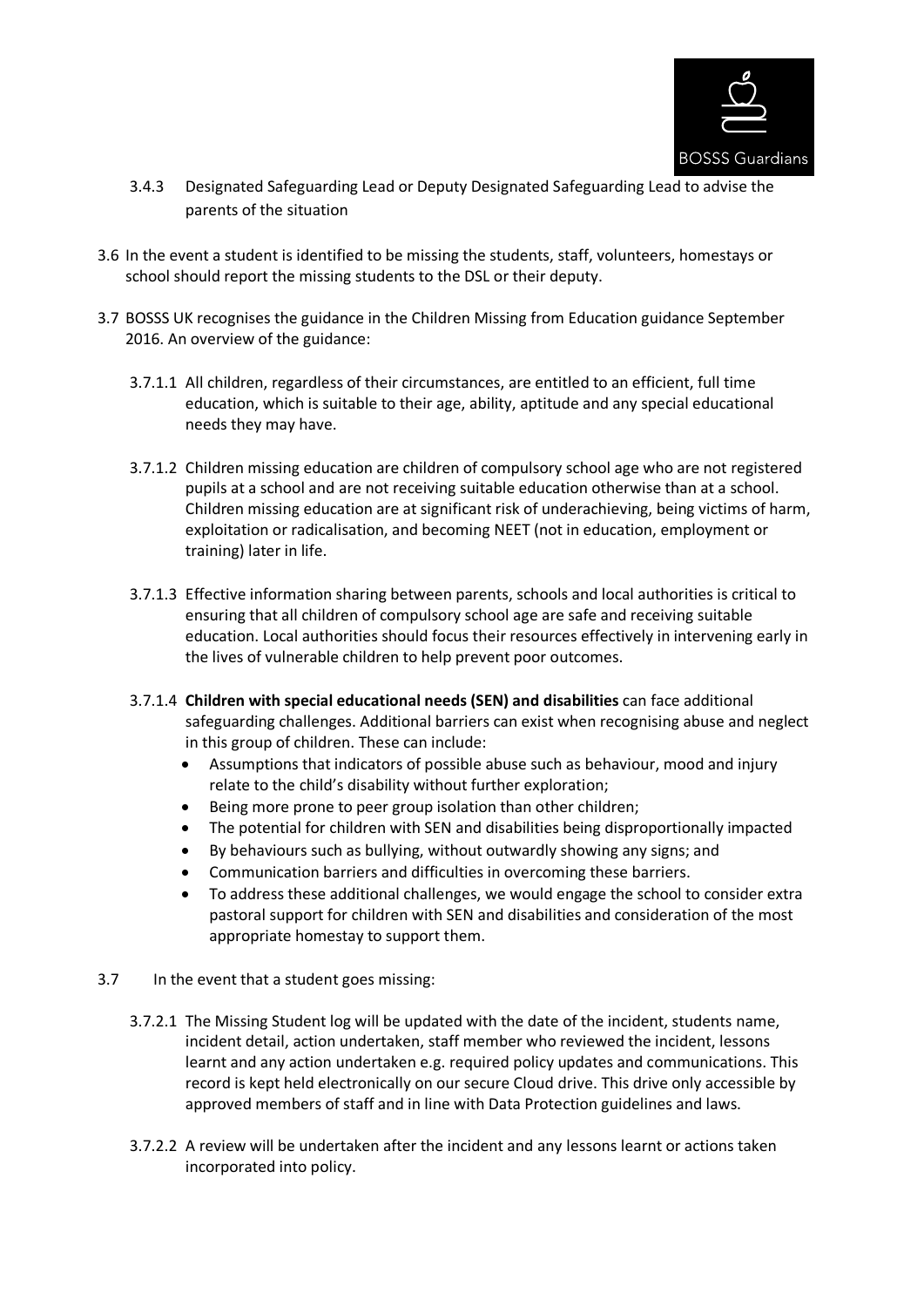3.4.3 Designated Safeguarding Lead or Deputy Designated Safeguarding Lead to advise the parents of the situation

3.6 In the event a student is identified to be missing the students, staff, volunteers, homestays or school should report the missing students to the DSL or their deputy.

3.7 BOSSS UK recognises the guidance in the Children Missing from Education guidance September 2016. An overview of the guidance:

3.7.1.1 All children, regardless of their circumstances, are entitled to an efficient, full time education, which is suitable to their age, ability, aptitude and any special educational needs they may have.

3.7.1.2 Children missing education are children of compulsory school age who are not registered pupils at a school and are not receiving suitable education otherwise than at a school. Children missing education are at significant risk of underachieving, being victims of harm, exploitation or radicalisation, and becoming NEET (not in education, employment or training) later in life.

3.7.1.3 Effective information sharing between parents, schools and local authorities is critical to ensuring that all children of compulsory school age are safe and receiving suitable education. Local authorities should focus their resources effectively in intervening early in the lives of vulnerable children to help prevent poor outcomes.

3.7.1.4 **Children with special educational needs (SEN) and disabilities** can face additional safeguarding challenges. Additional barriers can exist when recognising abuse and neglect in this group of children. These can include:

- Assumptions that indicators of possible abuse such as behaviour, mood and injury relate to the child's disability without further exploration;
- Being more prone to peer group isolation than other children;
- The potential for children with SEN and disabilities being disproportionally impacted
- By behaviours such as bullying, without outwardly showing any signs; and
- Communication barriers and difficulties in overcoming these barriers.
- To address these additional challenges, we would engage the school to consider extra pastoral support for children with SEN and disabilities and consideration of the most appropriate homestay to support them.

3.7 In the event that a student goes missing:

3.7.2.1 The Missing Student log will be updated with the date of the incident, students name, incident detail, action undertaken, staff member who reviewed the incident, lessons learnt and any action undertaken e.g. required policy updates and communications. This record is kept held electronically on our secure Cloud drive. This drive only accessible by approved members of staff and in line with Data Protection guidelines and laws.

3.7.2.2 A review will be undertaken after the incident and any lessons learnt or actions taken incorporated into policy.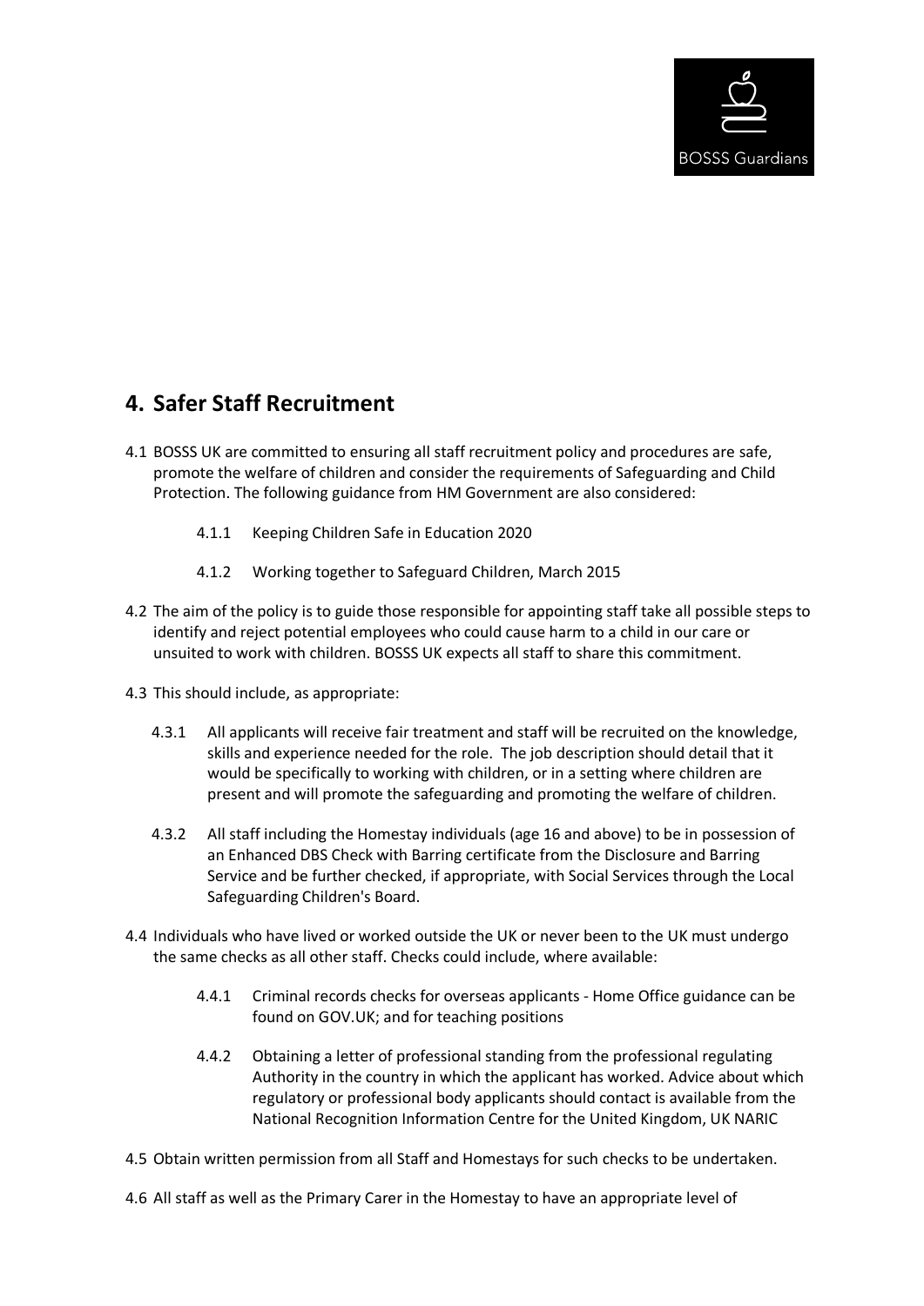## 4. Safer Staff Recruitment

4.1 BOSSS UK are committed to ensuring all staff recruitment policy and procedures are safe, promote the welfare of children and consider the requirements of Safeguarding and Child Protection. The following guidance from HM Government are also considered:

4.1.1 Keeping Children Safe in Education 2020

4.1.2 Working together to Safeguard Children, March 2015

4.2 The aim of the policy is to guide those responsible for appointing staff take all possible steps to identify and reject potential employees who could cause harm to a child in our care or unsuited to work with children. BOSSS UK expects all staff to share this commitment.

4.3 This should include, as appropriate:

4.3.1 All applicants will receive fair treatment and staff will be recruited on the knowledge, skills and experience needed for the role. The job description should detail that it would be specifically to working with children, or in a setting where children are present and will promote the safeguarding and promoting the welfare of children.

4.3.2 All staff including the Homestay individuals (age 16 and above) to be in possession of an Enhanced DBS Check with Barring certificate from the Disclosure and Barring Service and be further checked, if appropriate, with Social Services through the Local Safeguarding Children's Board.

4.4 Individuals who have lived or worked outside the UK or never been to the UK must undergo the same checks as all other staff. Checks could include, where available:

4.4.1 Criminal records checks for overseas applicants - Home Office guidance can be found on GOV.UK; and for teaching positions

4.4.2 Obtaining a letter of professional standing from the professional regulating Authority in the country in which the applicant has worked. Advice about which regulatory or professional body applicants should contact is available from the National Recognition Information Centre for the United Kingdom, UK NARIC

4.5 Obtain written permission from all Staff and Homestays for such checks to be undertaken.

4.6 All staff as well as the Primary Carer in the Homestay to have an appropriate level of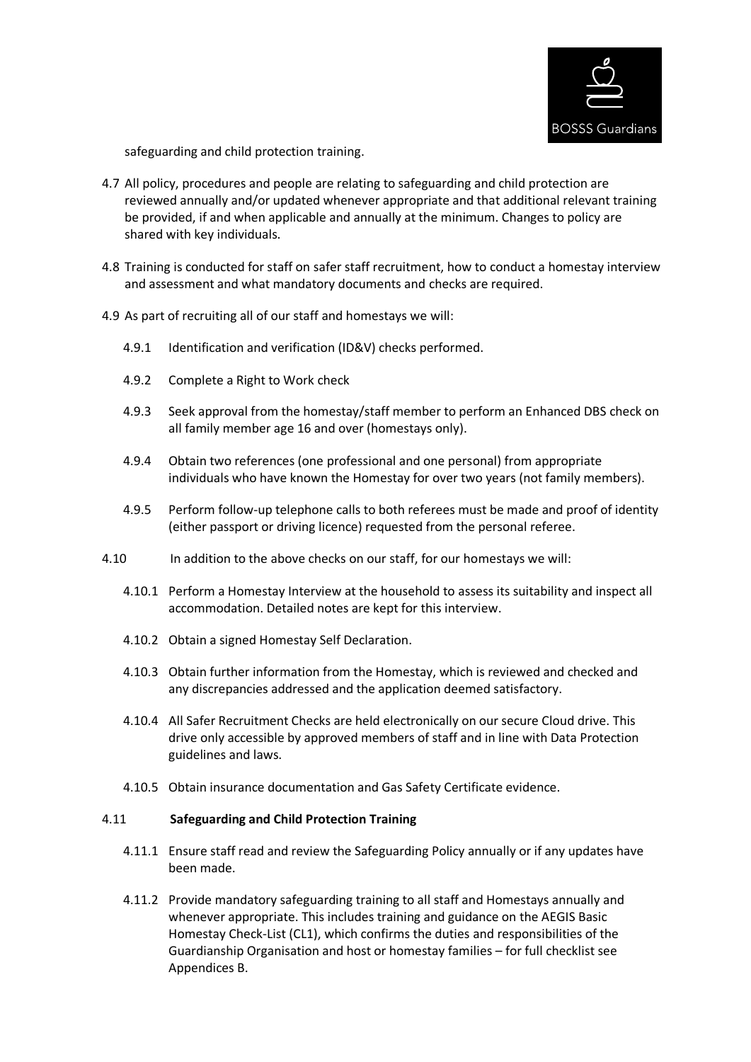safeguarding and child protection training.

4.7 All policy, procedures and people are relating to safeguarding and child protection are reviewed annually and/or updated whenever appropriate and that additional relevant training be provided, if and when applicable and annually at the minimum. Changes to policy are shared with key individuals.

4.8 Training is conducted for staff on safer staff recruitment, how to conduct a homestay interview and assessment and what mandatory documents and checks are required.

4.9 As part of recruiting all of our staff and homestays we will:

4.9.1 Identification and verification (ID&V) checks performed.

4.9.2 Complete a Right to Work check

4.9.3 Seek approval from the homestay/staff member to perform an Enhanced DBS check on all family member age 16 and over (homestays only).

4.9.4 Obtain two references (one professional and one personal) from appropriate individuals who have known the Homestay for over two years (not family members).

4.9.5 Perform follow-up telephone calls to both referees must be made and proof of identity (either passport or driving licence) requested from the personal referee.

4.10 In addition to the above checks on our staff, for our homestays we will:

4.10.1 Perform a Homestay Interview at the household to assess its suitability and inspect all accommodation. Detailed notes are kept for this interview.

4.10.2 Obtain a signed Homestay Self Declaration.

4.10.3 Obtain further information from the Homestay, which is reviewed and checked and any discrepancies addressed and the application deemed satisfactory.

4.10.4 All Safer Recruitment Checks are held electronically on our secure Cloud drive. This drive only accessible by approved members of staff and in line with Data Protection guidelines and laws.

4.10.5 Obtain insurance documentation and Gas Safety Certificate evidence.

4.11 **Safeguarding and Child Protection Training**

4.11.1 Ensure staff read and review the Safeguarding Policy annually or if any updates have been made.

4.11.2 Provide mandatory safeguarding training to all staff and Homestays annually and whenever appropriate. This includes training and guidance on the AEGIS Basic Homestay Check-List (CL1), which confirms the duties and responsibilities of the Guardianship Organisation and host or homestay families – for full checklist see Appendices B.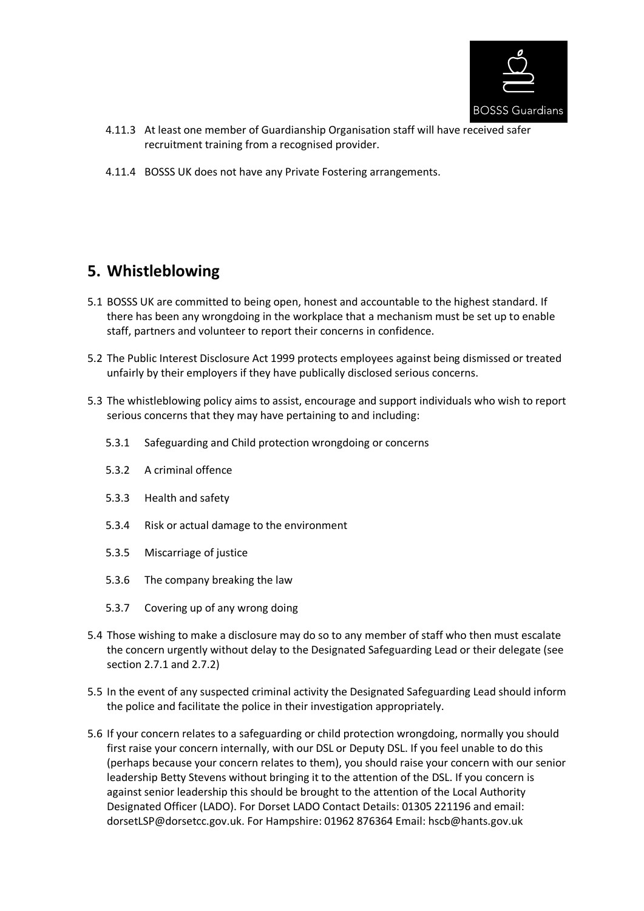4.11.3 At least one member of Guardianship Organisation staff will have received safer recruitment training from a recognised provider.

4.11.4 BOSSS UK does not have any Private Fostering arrangements.

## 5. Whistleblowing

5.1 BOSSS UK are committed to being open, honest and accountable to the highest standard. If there has been any wrongdoing in the workplace that a mechanism must be set up to enable staff, partners and volunteer to report their concerns in confidence.

5.2 The Public Interest Disclosure Act 1999 protects employees against being dismissed or treated unfairly by their employers if they have publically disclosed serious concerns.

5.3 The whistleblowing policy aims to assist, encourage and support individuals who wish to report serious concerns that they may have pertaining to and including:

- 5.3.1 Safeguarding and Child protection wrongdoing or concerns
- 5.3.2 A criminal offence
- 5.3.3 Health and safety
- 5.3.4 Risk or actual damage to the environment
- 5.3.5 Miscarriage of justice
- 5.3.6 The company breaking the law
- 5.3.7 Covering up of any wrong doing

5.4 Those wishing to make a disclosure may do so to any member of staff who then must escalate the concern urgently without delay to the Designated Safeguarding Lead or their delegate (see section 2.7.1 and 2.7.2)

5.5 In the event of any suspected criminal activity the Designated Safeguarding Lead should inform the police and facilitate the police in their investigation appropriately.

5.6 If your concern relates to a safeguarding or child protection wrongdoing, normally you should first raise your concern internally, with our DSL or Deputy DSL. If you feel unable to do this (perhaps because your concern relates to them), you should raise your concern with our senior leadership Betty Stevens without bringing it to the attention of the DSL. If you concern is against senior leadership this should be brought to the attention of the Local Authority Designated Officer (LADO). For Dorset LADO Contact Details: 01305 221196 and email: dorsetLSP@dorsetcc.gov.uk. For Hampshire: 01962 876364 Email: hscb@hants.gov.uk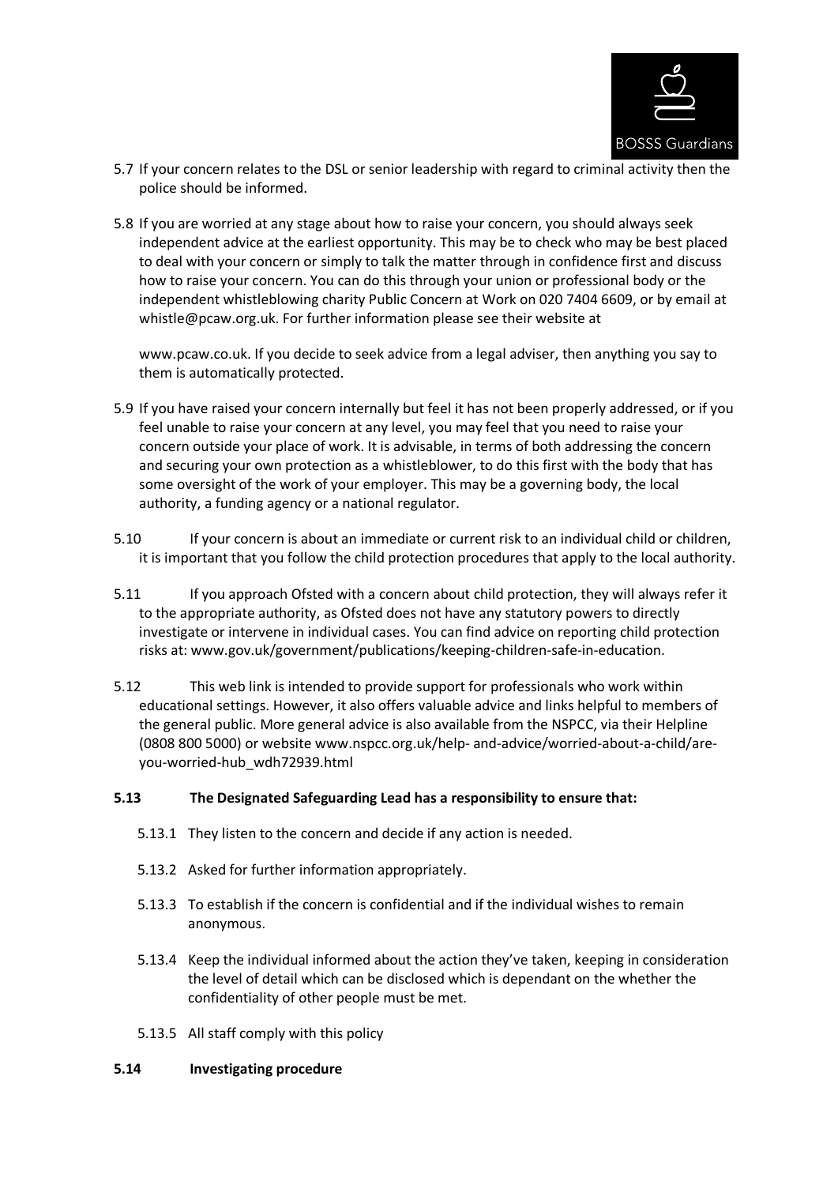5.7 If your concern relates to the DSL or senior leadership with regard to criminal activity then the police should be informed.

5.8 If you are worried at any stage about how to raise your concern, you should always seek independent advice at the earliest opportunity. This may be to check who may be best placed to deal with your concern or simply to talk the matter through in confidence first and discuss how to raise your concern. You can do this through your union or professional body or the independent whistleblowing charity Public Concern at Work on 020 7404 6609, or by email at whistle@pcaw.org.uk. For further information please see their website at

www.pcaw.co.uk. If you decide to seek advice from a legal adviser, then anything you say to them is automatically protected.

5.9 If you have raised your concern internally but feel it has not been properly addressed, or if you feel unable to raise your concern at any level, you may feel that you need to raise your concern outside your place of work. It is advisable, in terms of both addressing the concern and securing your own protection as a whistleblower, to do this first with the body that has some oversight of the work of your employer. This may be a governing body, the local authority, a funding agency or a national regulator.

5.10 If your concern is about an immediate or current risk to an individual child or children, it is important that you follow the child protection procedures that apply to the local authority.

5.11 If you approach Ofsted with a concern about child protection, they will always refer it to the appropriate authority, as Ofsted does not have any statutory powers to directly investigate or intervene in individual cases. You can find advice on reporting child protection risks at: www.gov.uk/government/publications/keeping-children-safe-in-education.

5.12 This web link is intended to provide support for professionals who work within educational settings. However, it also offers valuable advice and links helpful to members of the general public. More general advice is also available from the NSPCC, via their Helpline (0808 800 5000) or website www.nspcc.org.uk/help- and-advice/worried-about-a-child/are-you-worried-hub_wdh72939.html

**5.13 The Designated Safeguarding Lead has a responsibility to ensure that:**

5.13.1 They listen to the concern and decide if any action is needed.

5.13.2 Asked for further information appropriately.

5.13.3 To establish if the concern is confidential and if the individual wishes to remain anonymous.

5.13.4 Keep the individual informed about the action they've taken, keeping in consideration the level of detail which can be disclosed which is dependant on the whether the confidentiality of other people must be met.

5.13.5 All staff comply with this policy

**5.14 Investigating procedure**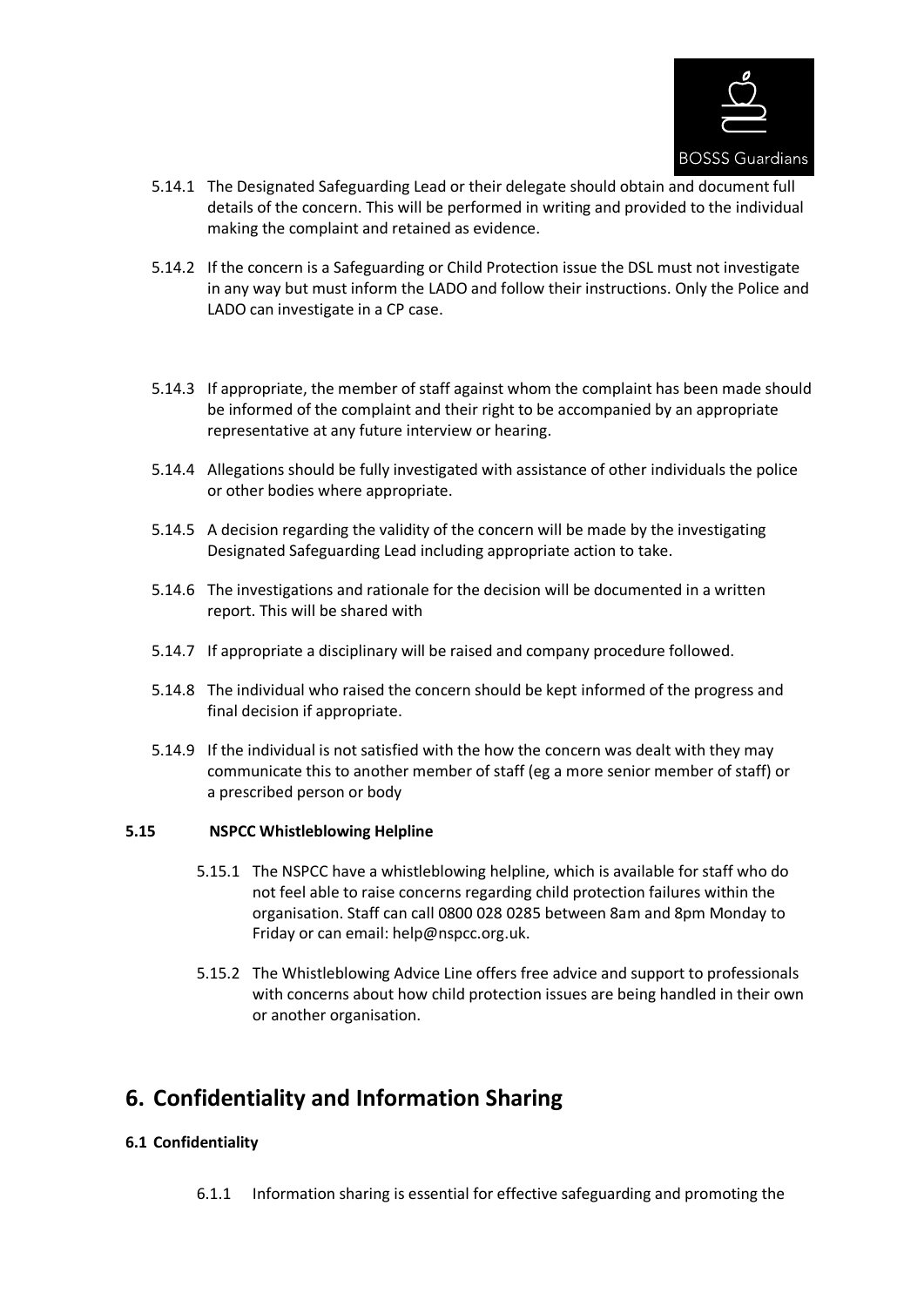5.14.1 The Designated Safeguarding Lead or their delegate should obtain and document full details of the concern. This will be performed in writing and provided to the individual making the complaint and retained as evidence.

5.14.2 If the concern is a Safeguarding or Child Protection issue the DSL must not investigate in any way but must inform the LADO and follow their instructions. Only the Police and LADO can investigate in a CP case.

5.14.3 If appropriate, the member of staff against whom the complaint has been made should be informed of the complaint and their right to be accompanied by an appropriate representative at any future interview or hearing.

5.14.4 Allegations should be fully investigated with assistance of other individuals the police or other bodies where appropriate.

5.14.5 A decision regarding the validity of the concern will be made by the investigating Designated Safeguarding Lead including appropriate action to take.

5.14.6 The investigations and rationale for the decision will be documented in a written report. This will be shared with

5.14.7 If appropriate a disciplinary will be raised and company procedure followed.

5.14.8 The individual who raised the concern should be kept informed of the progress and final decision if appropriate.

5.14.9 If the individual is not satisfied with the how the concern was dealt with they may communicate this to another member of staff (eg a more senior member of staff) or a prescribed person or body

**5.15 NSPCC Whistleblowing Helpline**

5.15.1 The NSPCC have a whistleblowing helpline, which is available for staff who do not feel able to raise concerns regarding child protection failures within the organisation. Staff can call 0800 028 0285 between 8am and 8pm Monday to Friday or can email: help@nspcc.org.uk.

5.15.2 The Whistleblowing Advice Line offers free advice and support to professionals with concerns about how child protection issues are being handled in their own or another organisation.

# 6. Confidentiality and Information Sharing

**6.1 Confidentiality**

6.1.1 Information sharing is essential for effective safeguarding and promoting the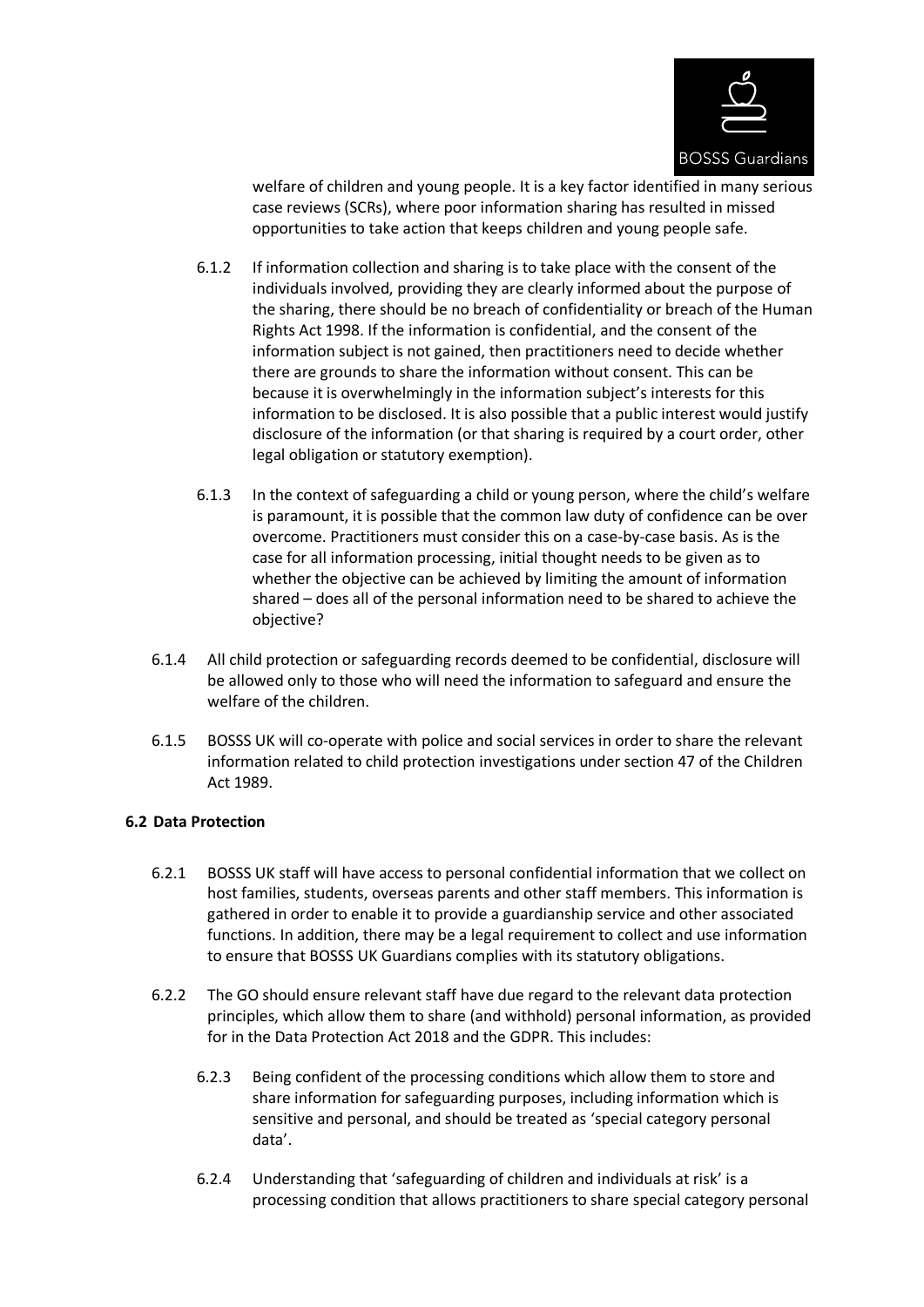welfare of children and young people. It is a key factor identified in many serious case reviews (SCRs), where poor information sharing has resulted in missed opportunities to take action that keeps children and young people safe.

6.1.2 If information collection and sharing is to take place with the consent of the individuals involved, providing they are clearly informed about the purpose of the sharing, there should be no breach of confidentiality or breach of the Human Rights Act 1998. If the information is confidential, and the consent of the information subject is not gained, then practitioners need to decide whether there are grounds to share the information without consent. This can be because it is overwhelmingly in the information subject's interests for this information to be disclosed. It is also possible that a public interest would justify disclosure of the information (or that sharing is required by a court order, other legal obligation or statutory exemption).

6.1.3 In the context of safeguarding a child or young person, where the child's welfare is paramount, it is possible that the common law duty of confidence can be over overcome. Practitioners must consider this on a case-by-case basis. As is the case for all information processing, initial thought needs to be given as to whether the objective can be achieved by limiting the amount of information shared – does all of the personal information need to be shared to achieve the objective?

6.1.4 All child protection or safeguarding records deemed to be confidential, disclosure will be allowed only to those who will need the information to safeguard and ensure the welfare of the children.

6.1.5 BOSSS UK will co-operate with police and social services in order to share the relevant information related to child protection investigations under section 47 of the Children Act 1989.

**6.2 Data Protection**

6.2.1 BOSSS UK staff will have access to personal confidential information that we collect on host families, students, overseas parents and other staff members. This information is gathered in order to enable it to provide a guardianship service and other associated functions. In addition, there may be a legal requirement to collect and use information to ensure that BOSSS UK Guardians complies with its statutory obligations.

6.2.2 The GO should ensure relevant staff have due regard to the relevant data protection principles, which allow them to share (and withhold) personal information, as provided for in the Data Protection Act 2018 and the GDPR. This includes:

6.2.3 Being confident of the processing conditions which allow them to store and share information for safeguarding purposes, including information which is sensitive and personal, and should be treated as 'special category personal data'.

6.2.4 Understanding that 'safeguarding of children and individuals at risk' is a processing condition that allows practitioners to share special category personal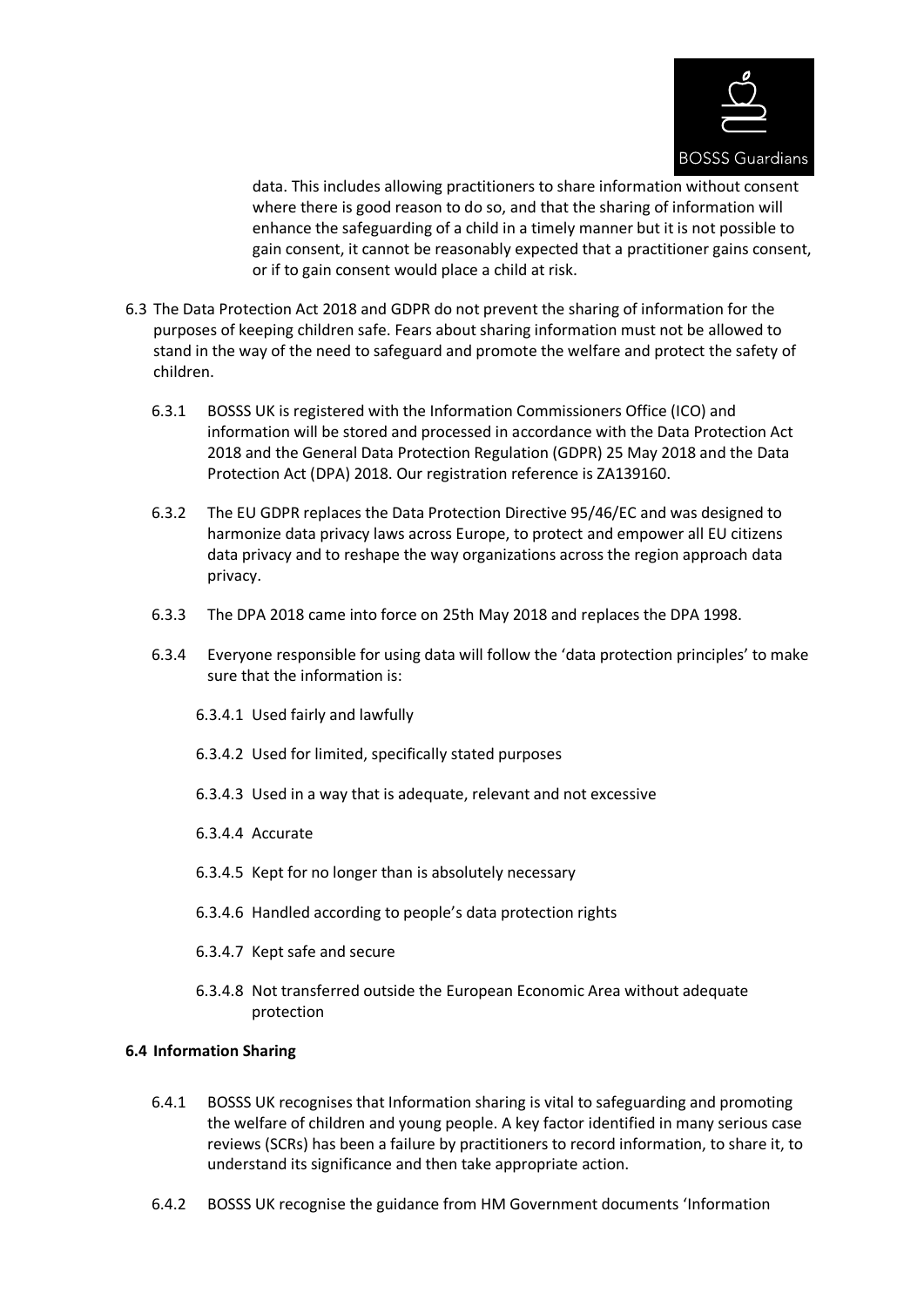data. This includes allowing practitioners to share information without consent where there is good reason to do so, and that the sharing of information will enhance the safeguarding of a child in a timely manner but it is not possible to gain consent, it cannot be reasonably expected that a practitioner gains consent, or if to gain consent would place a child at risk.

6.3 The Data Protection Act 2018 and GDPR do not prevent the sharing of information for the purposes of keeping children safe. Fears about sharing information must not be allowed to stand in the way of the need to safeguard and promote the welfare and protect the safety of children.

6.3.1 BOSSS UK is registered with the Information Commissioners Office (ICO) and information will be stored and processed in accordance with the Data Protection Act 2018 and the General Data Protection Regulation (GDPR) 25 May 2018 and the Data Protection Act (DPA) 2018. Our registration reference is ZA139160.

6.3.2 The EU GDPR replaces the Data Protection Directive 95/46/EC and was designed to harmonize data privacy laws across Europe, to protect and empower all EU citizens data privacy and to reshape the way organizations across the region approach data privacy.

6.3.3 The DPA 2018 came into force on 25th May 2018 and replaces the DPA 1998.

6.3.4 Everyone responsible for using data will follow the 'data protection principles' to make sure that the information is:

6.3.4.1 Used fairly and lawfully

6.3.4.2 Used for limited, specifically stated purposes

6.3.4.3 Used in a way that is adequate, relevant and not excessive

6.3.4.4 Accurate

6.3.4.5 Kept for no longer than is absolutely necessary

6.3.4.6 Handled according to people's data protection rights

6.3.4.7 Kept safe and secure

6.3.4.8 Not transferred outside the European Economic Area without adequate protection

**6.4 Information Sharing**

6.4.1 BOSSS UK recognises that Information sharing is vital to safeguarding and promoting the welfare of children and young people. A key factor identified in many serious case reviews (SCRs) has been a failure by practitioners to record information, to share it, to understand its significance and then take appropriate action.

6.4.2 BOSSS UK recognise the guidance from HM Government documents 'Information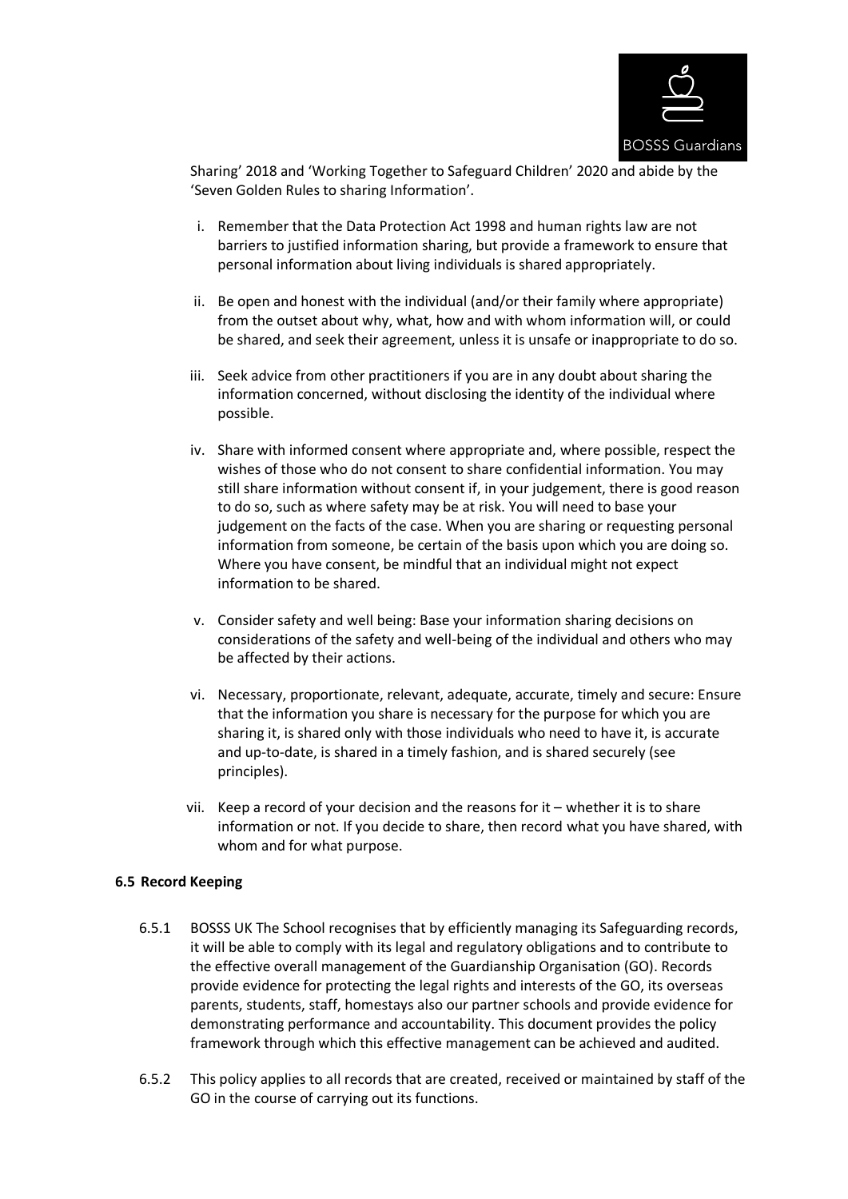Sharing' 2018 and 'Working Together to Safeguard Children' 2020 and abide by the 'Seven Golden Rules to sharing Information'.

i. Remember that the Data Protection Act 1998 and human rights law are not barriers to justified information sharing, but provide a framework to ensure that personal information about living individuals is shared appropriately.

ii. Be open and honest with the individual (and/or their family where appropriate) from the outset about why, what, how and with whom information will, or could be shared, and seek their agreement, unless it is unsafe or inappropriate to do so.

iii. Seek advice from other practitioners if you are in any doubt about sharing the information concerned, without disclosing the identity of the individual where possible.

iv. Share with informed consent where appropriate and, where possible, respect the wishes of those who do not consent to share confidential information. You may still share information without consent if, in your judgement, there is good reason to do so, such as where safety may be at risk. You will need to base your judgement on the facts of the case. When you are sharing or requesting personal information from someone, be certain of the basis upon which you are doing so. Where you have consent, be mindful that an individual might not expect information to be shared.

v. Consider safety and well being: Base your information sharing decisions on considerations of the safety and well-being of the individual and others who may be affected by their actions.

vi. Necessary, proportionate, relevant, adequate, accurate, timely and secure: Ensure that the information you share is necessary for the purpose for which you are sharing it, is shared only with those individuals who need to have it, is accurate and up-to-date, is shared in a timely fashion, and is shared securely (see principles).

vii. Keep a record of your decision and the reasons for it – whether it is to share information or not. If you decide to share, then record what you have shared, with whom and for what purpose.

**6.5 Record Keeping**

6.5.1 BOSSS UK The School recognises that by efficiently managing its Safeguarding records, it will be able to comply with its legal and regulatory obligations and to contribute to the effective overall management of the Guardianship Organisation (GO). Records provide evidence for protecting the legal rights and interests of the GO, its overseas parents, students, staff, homestays also our partner schools and provide evidence for demonstrating performance and accountability. This document provides the policy framework through which this effective management can be achieved and audited.

6.5.2 This policy applies to all records that are created, received or maintained by staff of the GO in the course of carrying out its functions.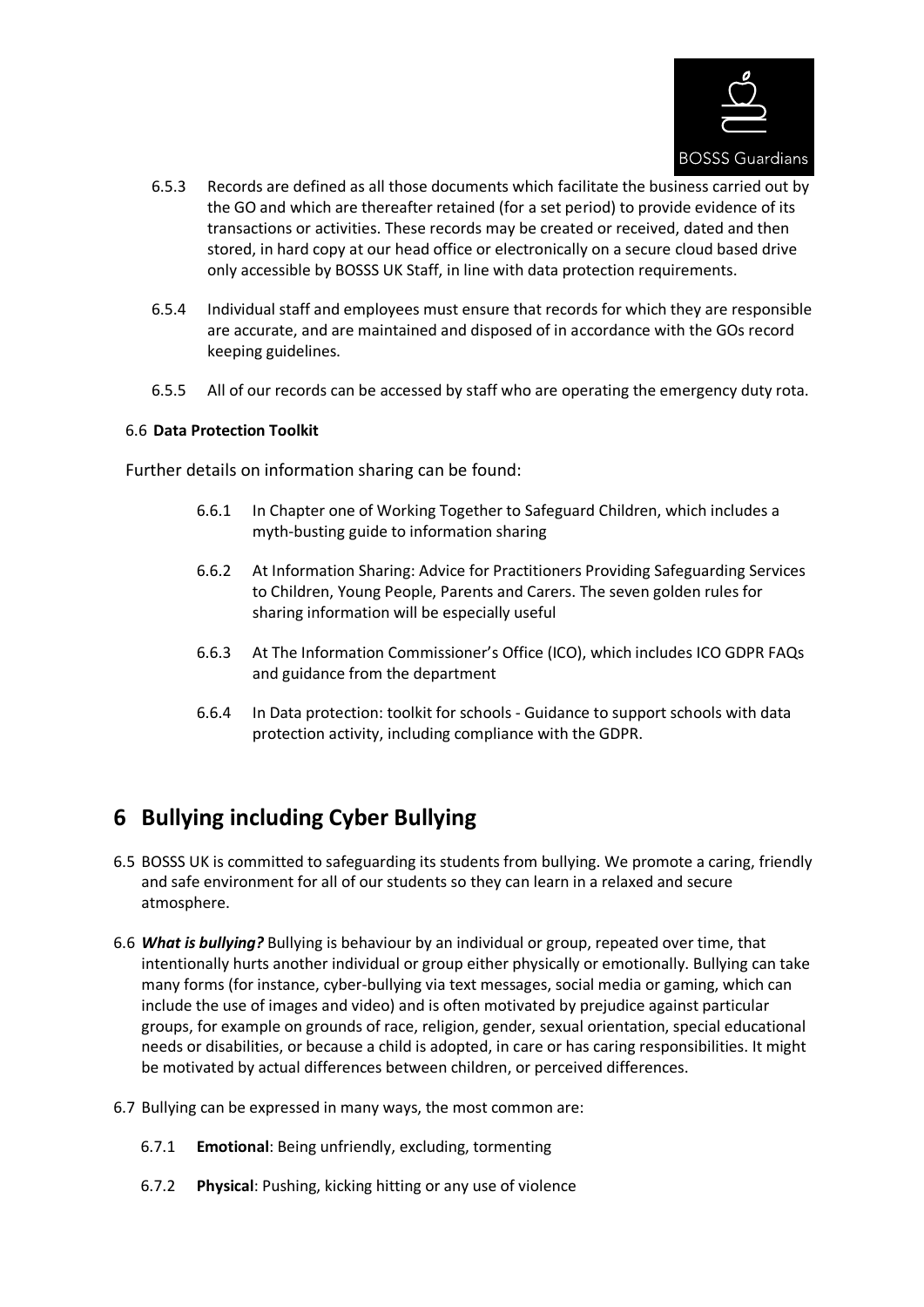6.5.3 Records are defined as all those documents which facilitate the business carried out by the GO and which are thereafter retained (for a set period) to provide evidence of its transactions or activities. These records may be created or received, dated and then stored, in hard copy at our head office or electronically on a secure cloud based drive only accessible by BOSSS UK Staff, in line with data protection requirements.

6.5.4 Individual staff and employees must ensure that records for which they are responsible are accurate, and are maintained and disposed of in accordance with the GOs record keeping guidelines.

6.5.5 All of our records can be accessed by staff who are operating the emergency duty rota.

6.6 **Data Protection Toolkit**

Further details on information sharing can be found:

6.6.1 In Chapter one of Working Together to Safeguard Children, which includes a myth-busting guide to information sharing

6.6.2 At Information Sharing: Advice for Practitioners Providing Safeguarding Services to Children, Young People, Parents and Carers. The seven golden rules for sharing information will be especially useful

6.6.3 At The Information Commissioner's Office (ICO), which includes ICO GDPR FAQs and guidance from the department

6.6.4 In Data protection: toolkit for schools - Guidance to support schools with data protection activity, including compliance with the GDPR.

# 6 Bullying including Cyber Bullying

6.5 BOSSS UK is committed to safeguarding its students from bullying. We promote a caring, friendly and safe environment for all of our students so they can learn in a relaxed and secure atmosphere.

6.6 ***What is bullying?*** Bullying is behaviour by an individual or group, repeated over time, that intentionally hurts another individual or group either physically or emotionally. Bullying can take many forms (for instance, cyber-bullying via text messages, social media or gaming, which can include the use of images and video) and is often motivated by prejudice against particular groups, for example on grounds of race, religion, gender, sexual orientation, special educational needs or disabilities, or because a child is adopted, in care or has caring responsibilities. It might be motivated by actual differences between children, or perceived differences.

6.7 Bullying can be expressed in many ways, the most common are:

6.7.1 **Emotional**: Being unfriendly, excluding, tormenting

6.7.2 **Physical**: Pushing, kicking hitting or any use of violence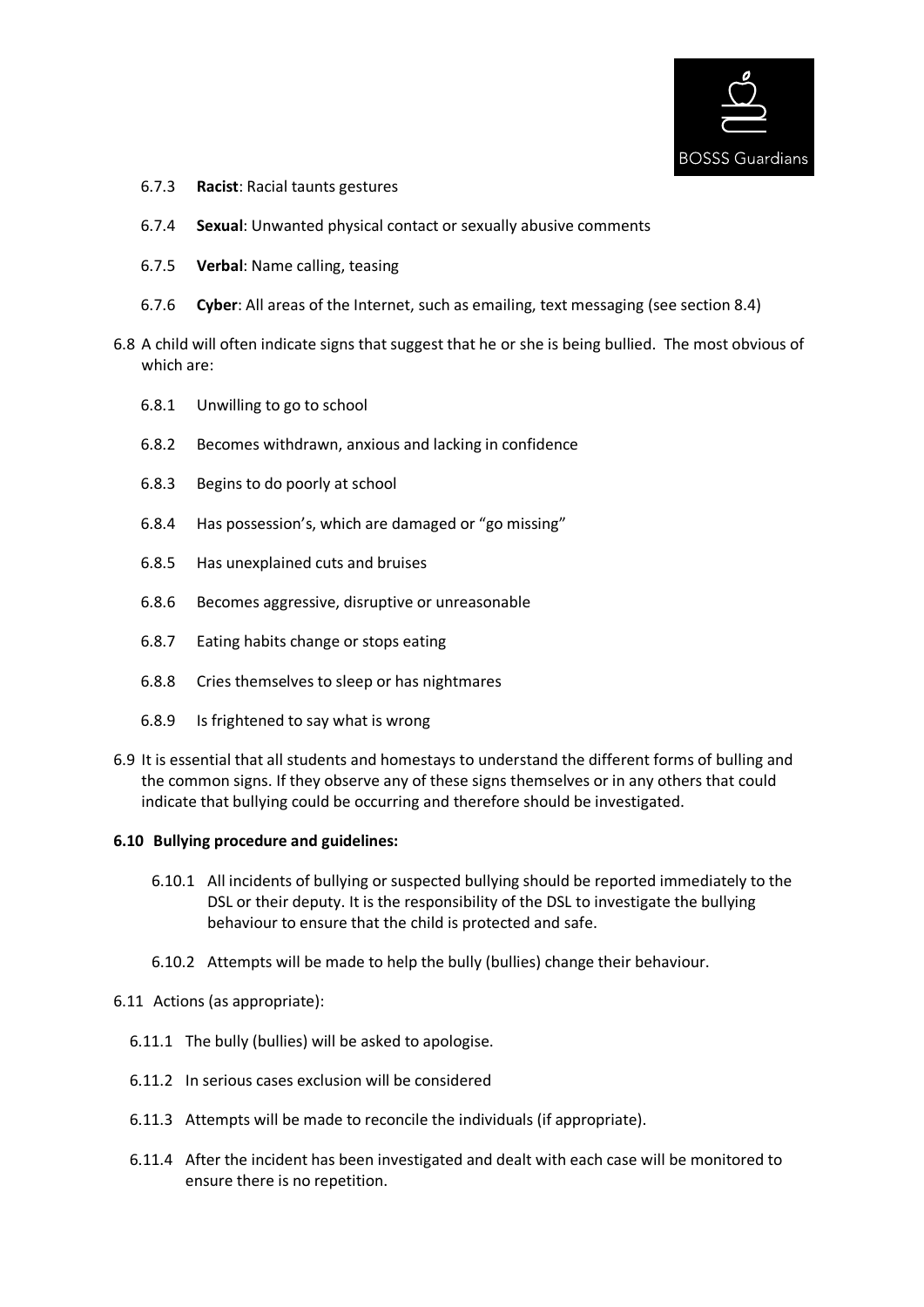6.7.3 **Racist**: Racial taunts gestures

6.7.4 **Sexual**: Unwanted physical contact or sexually abusive comments

6.7.5 **Verbal**: Name calling, teasing

6.7.6 **Cyber**: All areas of the Internet, such as emailing, text messaging (see section 8.4)

6.8 A child will often indicate signs that suggest that he or she is being bullied. The most obvious of which are:

6.8.1 Unwilling to go to school

6.8.2 Becomes withdrawn, anxious and lacking in confidence

6.8.3 Begins to do poorly at school

6.8.4 Has possession's, which are damaged or "go missing"

6.8.5 Has unexplained cuts and bruises

6.8.6 Becomes aggressive, disruptive or unreasonable

6.8.7 Eating habits change or stops eating

6.8.8 Cries themselves to sleep or has nightmares

6.8.9 Is frightened to say what is wrong

6.9 It is essential that all students and homestays to understand the different forms of bulling and the common signs. If they observe any of these signs themselves or in any others that could indicate that bullying could be occurring and therefore should be investigated.

**6.10 Bullying procedure and guidelines:**

6.10.1 All incidents of bullying or suspected bullying should be reported immediately to the DSL or their deputy. It is the responsibility of the DSL to investigate the bullying behaviour to ensure that the child is protected and safe.

6.10.2 Attempts will be made to help the bully (bullies) change their behaviour.

6.11 Actions (as appropriate):

6.11.1 The bully (bullies) will be asked to apologise.

6.11.2 In serious cases exclusion will be considered

6.11.3 Attempts will be made to reconcile the individuals (if appropriate).

6.11.4 After the incident has been investigated and dealt with each case will be monitored to ensure there is no repetition.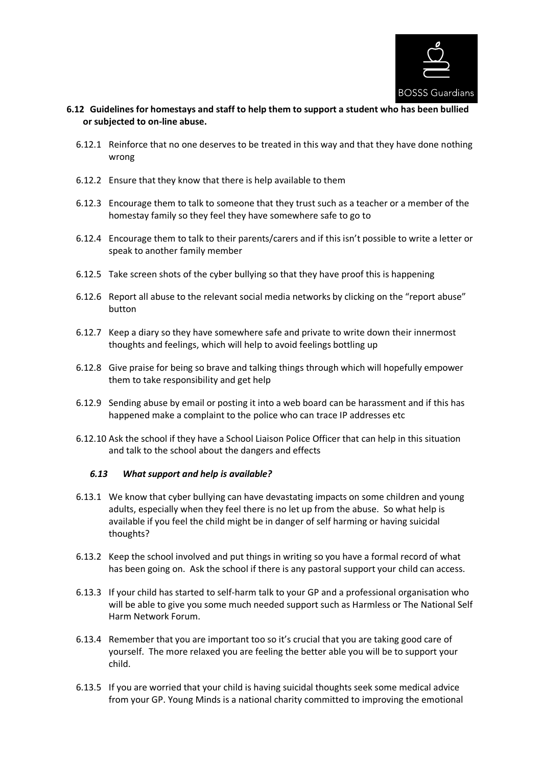## 6.12 Guidelines for homestays and staff to help them to support a student who has been bullied or subjected to on-line abuse.

6.12.1 Reinforce that no one deserves to be treated in this way and that they have done nothing wrong

6.12.2 Ensure that they know that there is help available to them

6.12.3 Encourage them to talk to someone that they trust such as a teacher or a member of the homestay family so they feel they have somewhere safe to go to

6.12.4 Encourage them to talk to their parents/carers and if this isn't possible to write a letter or speak to another family member

6.12.5 Take screen shots of the cyber bullying so that they have proof this is happening

6.12.6 Report all abuse to the relevant social media networks by clicking on the "report abuse" button

6.12.7 Keep a diary so they have somewhere safe and private to write down their innermost thoughts and feelings, which will help to avoid feelings bottling up

6.12.8 Give praise for being so brave and talking things through which will hopefully empower them to take responsibility and get help

6.12.9 Sending abuse by email or posting it into a web board can be harassment and if this has happened make a complaint to the police who can trace IP addresses etc

6.12.10 Ask the school if they have a School Liaison Police Officer that can help in this situation and talk to the school about the dangers and effects

### *6.13 What support and help is available?*

6.13.1 We know that cyber bullying can have devastating impacts on some children and young adults, especially when they feel there is no let up from the abuse. So what help is available if you feel the child might be in danger of self harming or having suicidal thoughts?

6.13.2 Keep the school involved and put things in writing so you have a formal record of what has been going on. Ask the school if there is any pastoral support your child can access.

6.13.3 If your child has started to self-harm talk to your GP and a professional organisation who will be able to give you some much needed support such as Harmless or The National Self Harm Network Forum.

6.13.4 Remember that you are important too so it's crucial that you are taking good care of yourself. The more relaxed you are feeling the better able you will be to support your child.

6.13.5 If you are worried that your child is having suicidal thoughts seek some medical advice from your GP. Young Minds is a national charity committed to improving the emotional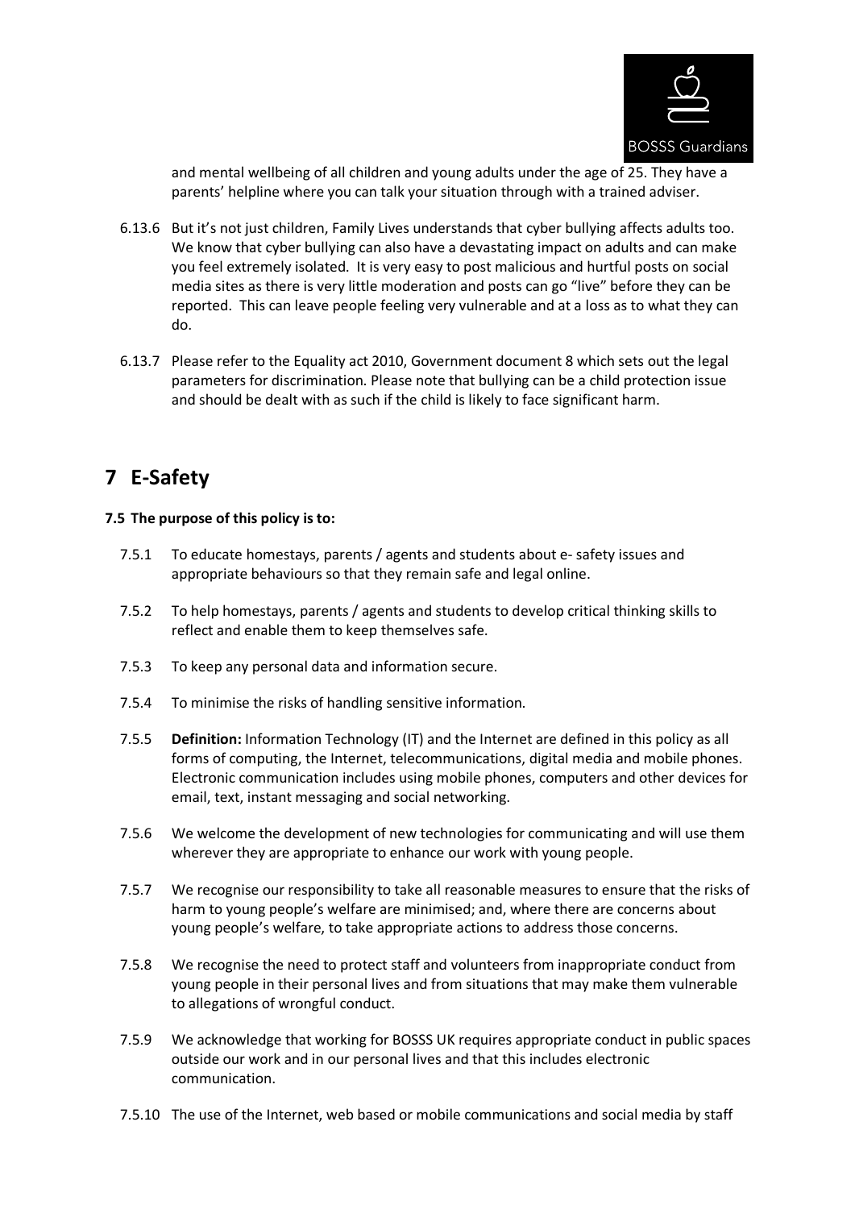and mental wellbeing of all children and young adults under the age of 25. They have a parents' helpline where you can talk your situation through with a trained adviser.

6.13.6 But it's not just children, Family Lives understands that cyber bullying affects adults too. We know that cyber bullying can also have a devastating impact on adults and can make you feel extremely isolated. It is very easy to post malicious and hurtful posts on social media sites as there is very little moderation and posts can go "live" before they can be reported. This can leave people feeling very vulnerable and at a loss as to what they can do.

6.13.7 Please refer to the Equality act 2010, Government document 8 which sets out the legal parameters for discrimination. Please note that bullying can be a child protection issue and should be dealt with as such if the child is likely to face significant harm.

# 7 E-Safety

**7.5 The purpose of this policy is to:**

7.5.1 To educate homestays, parents / agents and students about e- safety issues and appropriate behaviours so that they remain safe and legal online.

7.5.2 To help homestays, parents / agents and students to develop critical thinking skills to reflect and enable them to keep themselves safe.

7.5.3 To keep any personal data and information secure.

7.5.4 To minimise the risks of handling sensitive information.

7.5.5 **Definition:** Information Technology (IT) and the Internet are defined in this policy as all forms of computing, the Internet, telecommunications, digital media and mobile phones. Electronic communication includes using mobile phones, computers and other devices for email, text, instant messaging and social networking.

7.5.6 We welcome the development of new technologies for communicating and will use them wherever they are appropriate to enhance our work with young people.

7.5.7 We recognise our responsibility to take all reasonable measures to ensure that the risks of harm to young people's welfare are minimised; and, where there are concerns about young people's welfare, to take appropriate actions to address those concerns.

7.5.8 We recognise the need to protect staff and volunteers from inappropriate conduct from young people in their personal lives and from situations that may make them vulnerable to allegations of wrongful conduct.

7.5.9 We acknowledge that working for BOSSS UK requires appropriate conduct in public spaces outside our work and in our personal lives and that this includes electronic communication.

7.5.10 The use of the Internet, web based or mobile communications and social media by staff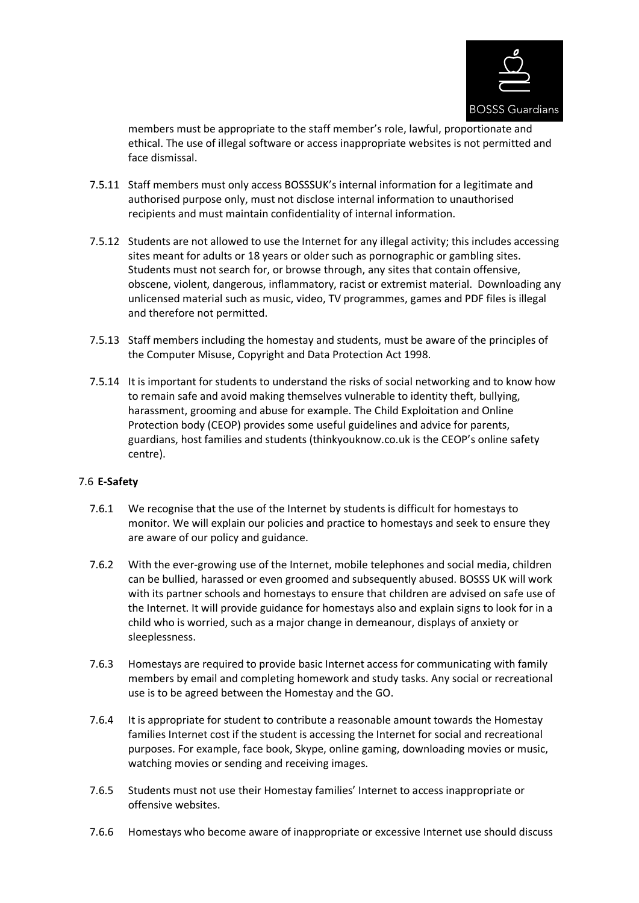members must be appropriate to the staff member's role, lawful, proportionate and ethical. The use of illegal software or access inappropriate websites is not permitted and face dismissal.

7.5.11 Staff members must only access BOSSSUK's internal information for a legitimate and authorised purpose only, must not disclose internal information to unauthorised recipients and must maintain confidentiality of internal information.

7.5.12 Students are not allowed to use the Internet for any illegal activity; this includes accessing sites meant for adults or 18 years or older such as pornographic or gambling sites. Students must not search for, or browse through, any sites that contain offensive, obscene, violent, dangerous, inflammatory, racist or extremist material. Downloading any unlicensed material such as music, video, TV programmes, games and PDF files is illegal and therefore not permitted.

7.5.13 Staff members including the homestay and students, must be aware of the principles of the Computer Misuse, Copyright and Data Protection Act 1998.

7.5.14 It is important for students to understand the risks of social networking and to know how to remain safe and avoid making themselves vulnerable to identity theft, bullying, harassment, grooming and abuse for example. The Child Exploitation and Online Protection body (CEOP) provides some useful guidelines and advice for parents, guardians, host families and students (thinkyouknow.co.uk is the CEOP's online safety centre).

7.6 **E-Safety**

7.6.1 We recognise that the use of the Internet by students is difficult for homestays to monitor. We will explain our policies and practice to homestays and seek to ensure they are aware of our policy and guidance.

7.6.2 With the ever-growing use of the Internet, mobile telephones and social media, children can be bullied, harassed or even groomed and subsequently abused. BOSSS UK will work with its partner schools and homestays to ensure that children are advised on safe use of the Internet. It will provide guidance for homestays also and explain signs to look for in a child who is worried, such as a major change in demeanour, displays of anxiety or sleeplessness.

7.6.3 Homestays are required to provide basic Internet access for communicating with family members by email and completing homework and study tasks. Any social or recreational use is to be agreed between the Homestay and the GO.

7.6.4 It is appropriate for student to contribute a reasonable amount towards the Homestay families Internet cost if the student is accessing the Internet for social and recreational purposes. For example, face book, Skype, online gaming, downloading movies or music, watching movies or sending and receiving images.

7.6.5 Students must not use their Homestay families' Internet to access inappropriate or offensive websites.

7.6.6 Homestays who become aware of inappropriate or excessive Internet use should discuss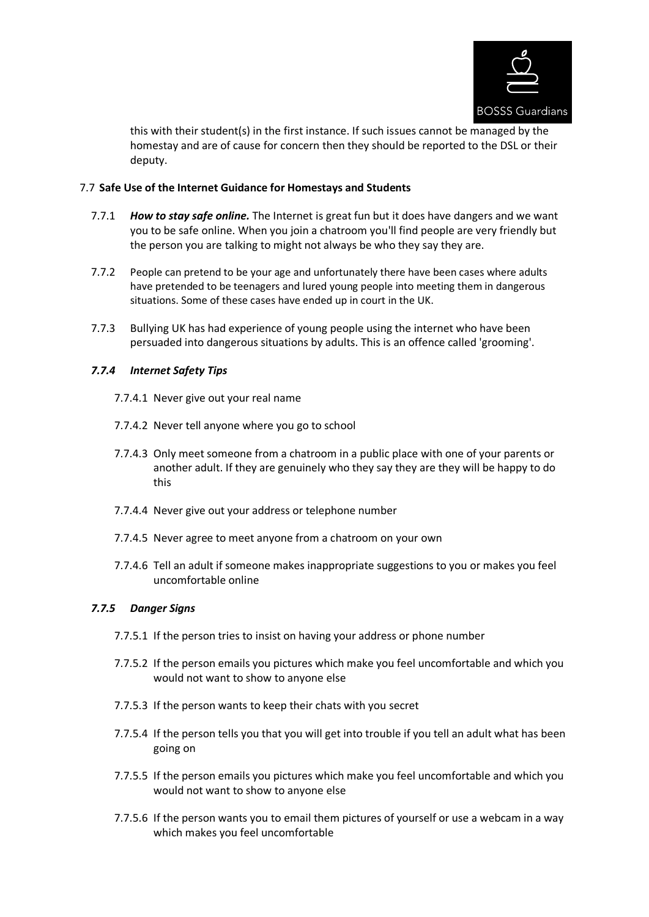this with their student(s) in the first instance. If such issues cannot be managed by the homestay and are of cause for concern then they should be reported to the DSL or their deputy.

7.7 **Safe Use of the Internet Guidance for Homestays and Students**

7.7.1 ***How to stay safe online.*** The Internet is great fun but it does have dangers and we want you to be safe online. When you join a chatroom you'll find people are very friendly but the person you are talking to might not always be who they say they are.

7.7.2 People can pretend to be your age and unfortunately there have been cases where adults have pretended to be teenagers and lured young people into meeting them in dangerous situations. Some of these cases have ended up in court in the UK.

7.7.3 Bullying UK has had experience of young people using the internet who have been persuaded into dangerous situations by adults. This is an offence called 'grooming'.

***7.7.4 Internet Safety Tips***

7.7.4.1 Never give out your real name

7.7.4.2 Never tell anyone where you go to school

7.7.4.3 Only meet someone from a chatroom in a public place with one of your parents or another adult. If they are genuinely who they say they are they will be happy to do this

7.7.4.4 Never give out your address or telephone number

7.7.4.5 Never agree to meet anyone from a chatroom on your own

7.7.4.6 Tell an adult if someone makes inappropriate suggestions to you or makes you feel uncomfortable online

***7.7.5 Danger Signs***

7.7.5.1 If the person tries to insist on having your address or phone number

7.7.5.2 If the person emails you pictures which make you feel uncomfortable and which you would not want to show to anyone else

7.7.5.3 If the person wants to keep their chats with you secret

7.7.5.4 If the person tells you that you will get into trouble if you tell an adult what has been going on

7.7.5.5 If the person emails you pictures which make you feel uncomfortable and which you would not want to show to anyone else

7.7.5.6 If the person wants you to email them pictures of yourself or use a webcam in a way which makes you feel uncomfortable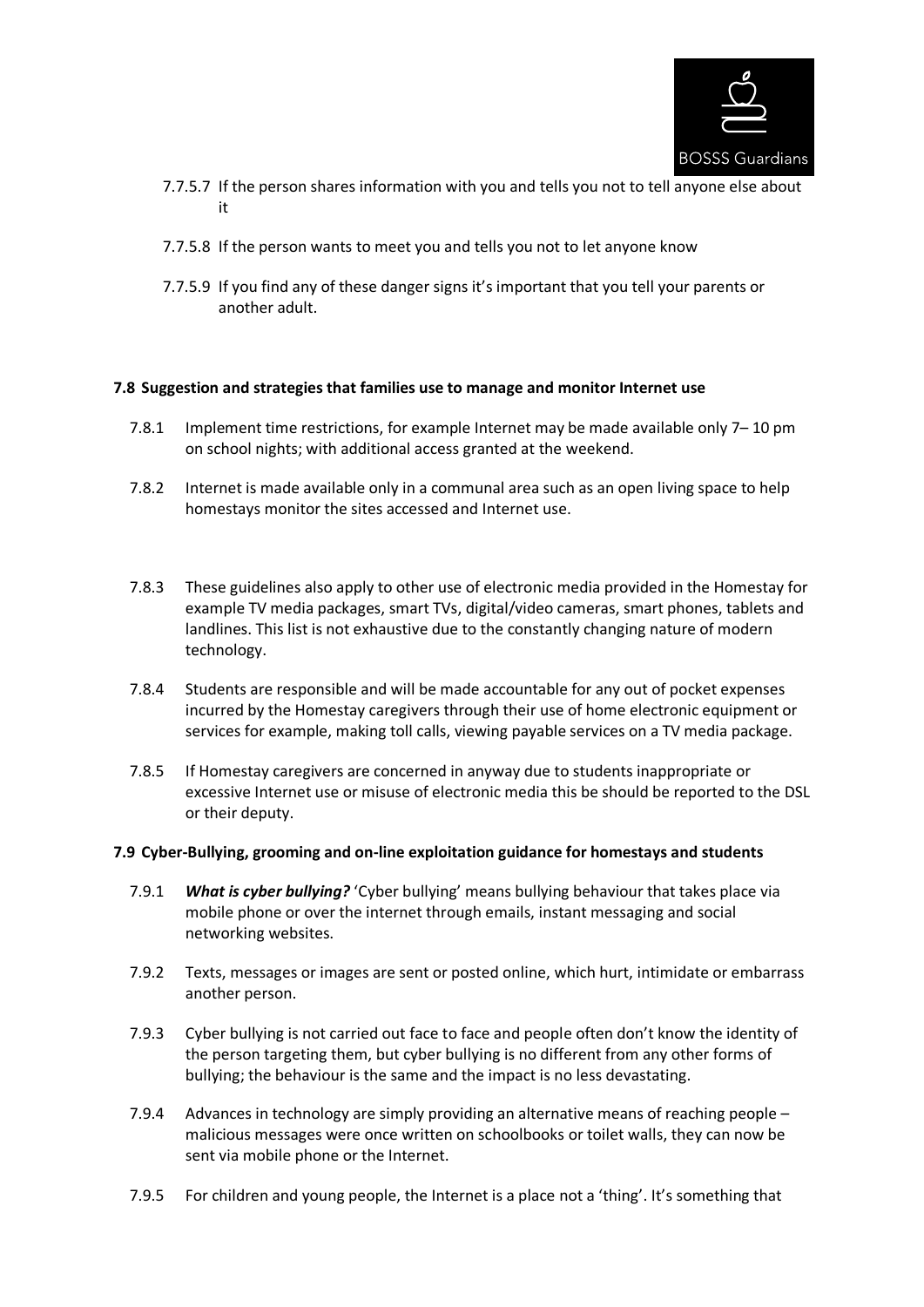7.7.5.7 If the person shares information with you and tells you not to tell anyone else about it

7.7.5.8 If the person wants to meet you and tells you not to let anyone know

7.7.5.9 If you find any of these danger signs it's important that you tell your parents or another adult.

**7.8 Suggestion and strategies that families use to manage and monitor Internet use**

7.8.1 Implement time restrictions, for example Internet may be made available only 7– 10 pm on school nights; with additional access granted at the weekend.

7.8.2 Internet is made available only in a communal area such as an open living space to help homestays monitor the sites accessed and Internet use.

7.8.3 These guidelines also apply to other use of electronic media provided in the Homestay for example TV media packages, smart TVs, digital/video cameras, smart phones, tablets and landlines. This list is not exhaustive due to the constantly changing nature of modern technology.

7.8.4 Students are responsible and will be made accountable for any out of pocket expenses incurred by the Homestay caregivers through their use of home electronic equipment or services for example, making toll calls, viewing payable services on a TV media package.

7.8.5 If Homestay caregivers are concerned in anyway due to students inappropriate or excessive Internet use or misuse of electronic media this be should be reported to the DSL or their deputy.

**7.9 Cyber-Bullying, grooming and on-line exploitation guidance for homestays and students**

7.9.1 ***What is cyber bullying?*** 'Cyber bullying' means bullying behaviour that takes place via mobile phone or over the internet through emails, instant messaging and social networking websites.

7.9.2 Texts, messages or images are sent or posted online, which hurt, intimidate or embarrass another person.

7.9.3 Cyber bullying is not carried out face to face and people often don't know the identity of the person targeting them, but cyber bullying is no different from any other forms of bullying; the behaviour is the same and the impact is no less devastating.

7.9.4 Advances in technology are simply providing an alternative means of reaching people – malicious messages were once written on schoolbooks or toilet walls, they can now be sent via mobile phone or the Internet.

7.9.5 For children and young people, the Internet is a place not a 'thing'. It's something that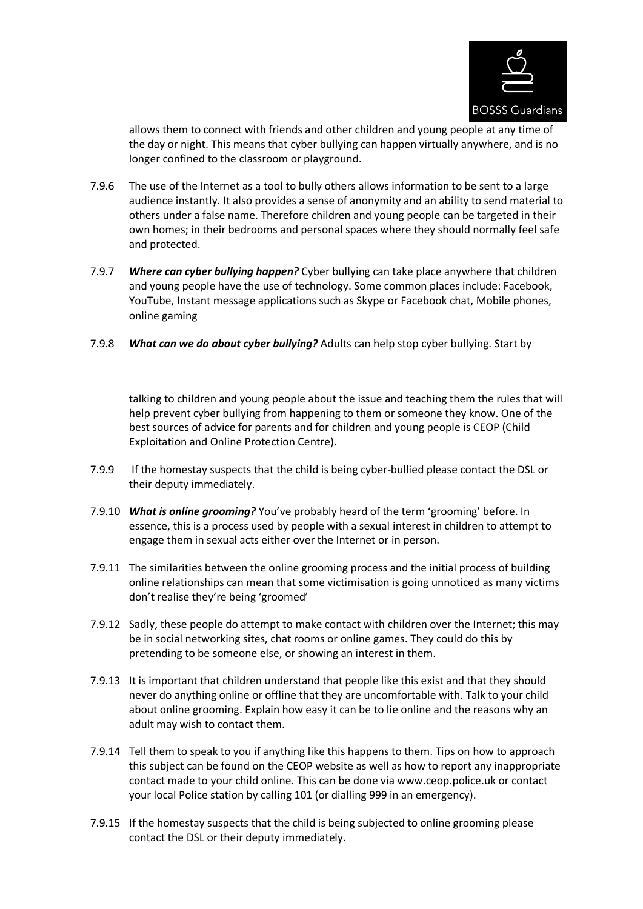allows them to connect with friends and other children and young people at any time of the day or night. This means that cyber bullying can happen virtually anywhere, and is no longer confined to the classroom or playground.

7.9.6 The use of the Internet as a tool to bully others allows information to be sent to a large audience instantly. It also provides a sense of anonymity and an ability to send material to others under a false name. Therefore children and young people can be targeted in their own homes; in their bedrooms and personal spaces where they should normally feel safe and protected.

7.9.7 ***Where can cyber bullying happen?*** Cyber bullying can take place anywhere that children and young people have the use of technology. Some common places include: Facebook, YouTube, Instant message applications such as Skype or Facebook chat, Mobile phones, online gaming

7.9.8 ***What can we do about cyber bullying?*** Adults can help stop cyber bullying. Start by talking to children and young people about the issue and teaching them the rules that will help prevent cyber bullying from happening to them or someone they know. One of the best sources of advice for parents and for children and young people is CEOP (Child Exploitation and Online Protection Centre).

7.9.9 If the homestay suspects that the child is being cyber-bullied please contact the DSL or their deputy immediately.

7.9.10 ***What is online grooming?*** You've probably heard of the term 'grooming' before. In essence, this is a process used by people with a sexual interest in children to attempt to engage them in sexual acts either over the Internet or in person.

7.9.11 The similarities between the online grooming process and the initial process of building online relationships can mean that some victimisation is going unnoticed as many victims don't realise they're being 'groomed'

7.9.12 Sadly, these people do attempt to make contact with children over the Internet; this may be in social networking sites, chat rooms or online games. They could do this by pretending to be someone else, or showing an interest in them.

7.9.13 It is important that children understand that people like this exist and that they should never do anything online or offline that they are uncomfortable with. Talk to your child about online grooming. Explain how easy it can be to lie online and the reasons why an adult may wish to contact them.

7.9.14 Tell them to speak to you if anything like this happens to them. Tips on how to approach this subject can be found on the CEOP website as well as how to report any inappropriate contact made to your child online. This can be done via www.ceop.police.uk or contact your local Police station by calling 101 (or dialling 999 in an emergency).

7.9.15 If the homestay suspects that the child is being subjected to online grooming please contact the DSL or their deputy immediately.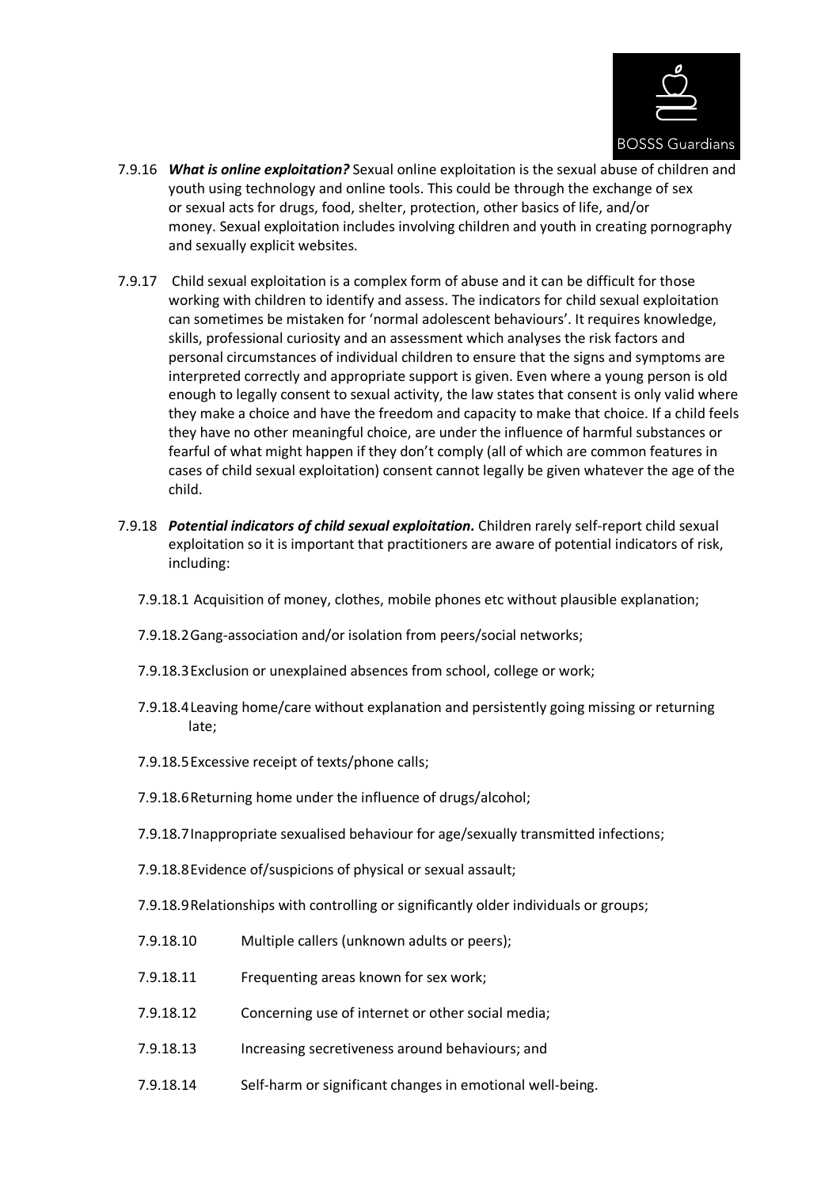7.9.16 ***What is online exploitation?*** Sexual online exploitation is the sexual abuse of children and youth using technology and online tools. This could be through the exchange of sex or sexual acts for drugs, food, shelter, protection, other basics of life, and/or money. Sexual exploitation includes involving children and youth in creating pornography and sexually explicit websites.

7.9.17 Child sexual exploitation is a complex form of abuse and it can be difficult for those working with children to identify and assess. The indicators for child sexual exploitation can sometimes be mistaken for 'normal adolescent behaviours'. It requires knowledge, skills, professional curiosity and an assessment which analyses the risk factors and personal circumstances of individual children to ensure that the signs and symptoms are interpreted correctly and appropriate support is given. Even where a young person is old enough to legally consent to sexual activity, the law states that consent is only valid where they make a choice and have the freedom and capacity to make that choice. If a child feels they have no other meaningful choice, are under the influence of harmful substances or fearful of what might happen if they don't comply (all of which are common features in cases of child sexual exploitation) consent cannot legally be given whatever the age of the child.

7.9.18 ***Potential indicators of child sexual exploitation.*** Children rarely self-report child sexual exploitation so it is important that practitioners are aware of potential indicators of risk, including:

- 7.9.18.1 Acquisition of money, clothes, mobile phones etc without plausible explanation;
- 7.9.18.2 Gang-association and/or isolation from peers/social networks;
- 7.9.18.3 Exclusion or unexplained absences from school, college or work;
- 7.9.18.4 Leaving home/care without explanation and persistently going missing or returning late;
- 7.9.18.5 Excessive receipt of texts/phone calls;
- 7.9.18.6 Returning home under the influence of drugs/alcohol;
- 7.9.18.7 Inappropriate sexualised behaviour for age/sexually transmitted infections;
- 7.9.18.8 Evidence of/suspicions of physical or sexual assault;
- 7.9.18.9 Relationships with controlling or significantly older individuals or groups;
- 7.9.18.10 Multiple callers (unknown adults or peers);
- 7.9.18.11 Frequenting areas known for sex work;
- 7.9.18.12 Concerning use of internet or other social media;
- 7.9.18.13 Increasing secretiveness around behaviours; and
- 7.9.18.14 Self-harm or significant changes in emotional well-being.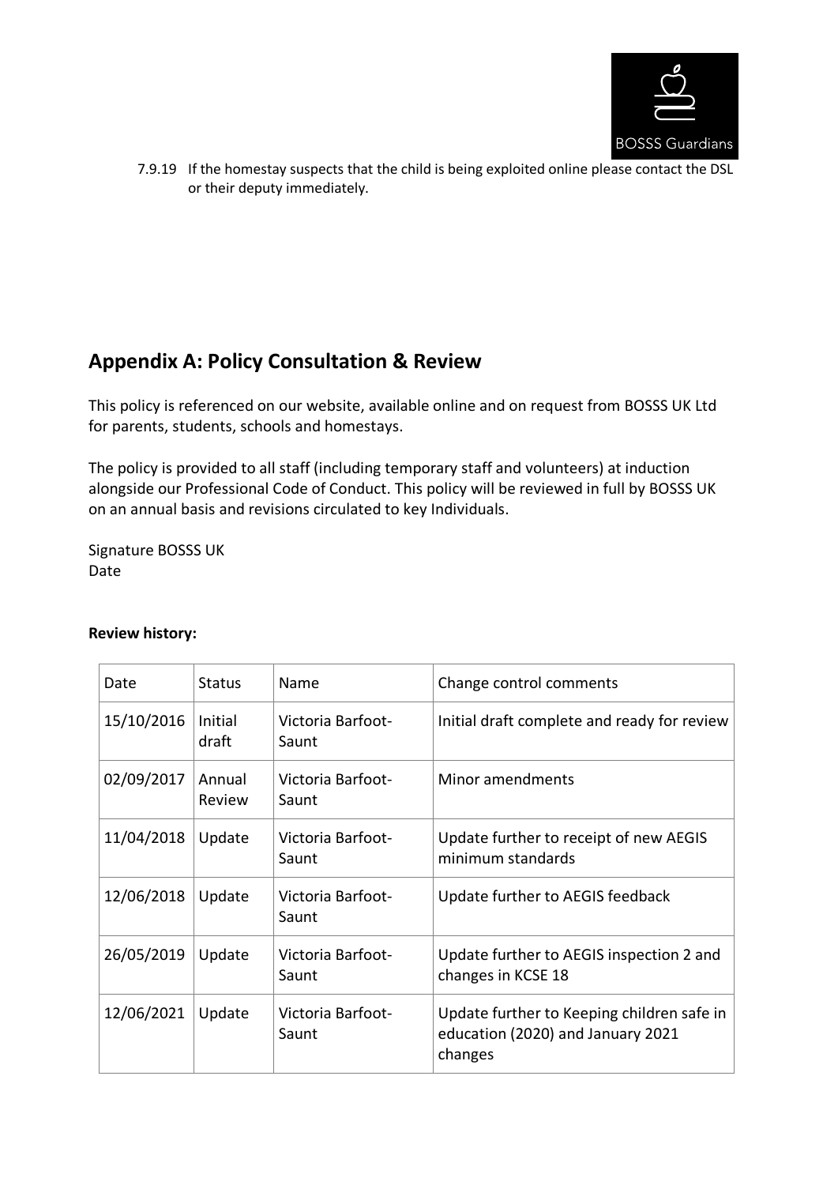7.9.19 If the homestay suspects that the child is being exploited online please contact the DSL or their deputy immediately.

## Appendix A: Policy Consultation & Review

This policy is referenced on our website, available online and on request from BOSSS UK Ltd for parents, students, schools and homestays.

The policy is provided to all staff (including temporary staff and volunteers) at induction alongside our Professional Code of Conduct. This policy will be reviewed in full by BOSSS UK on an annual basis and revisions circulated to key Individuals.

Signature BOSSS UK
Date

**Review history:**

| Date | Status | Name | Change control comments |
|---|---|---|---|
| 15/10/2016 | Initial draft | Victoria Barfoot-Saunt | Initial draft complete and ready for review |
| 02/09/2017 | Annual Review | Victoria Barfoot-Saunt | Minor amendments |
| 11/04/2018 | Update | Victoria Barfoot-Saunt | Update further to receipt of new AEGIS minimum standards |
| 12/06/2018 | Update | Victoria Barfoot-Saunt | Update further to AEGIS feedback |
| 26/05/2019 | Update | Victoria Barfoot-Saunt | Update further to AEGIS inspection 2 and changes in KCSE 18 |
| 12/06/2021 | Update | Victoria Barfoot-Saunt | Update further to Keeping children safe in education (2020) and January 2021 changes |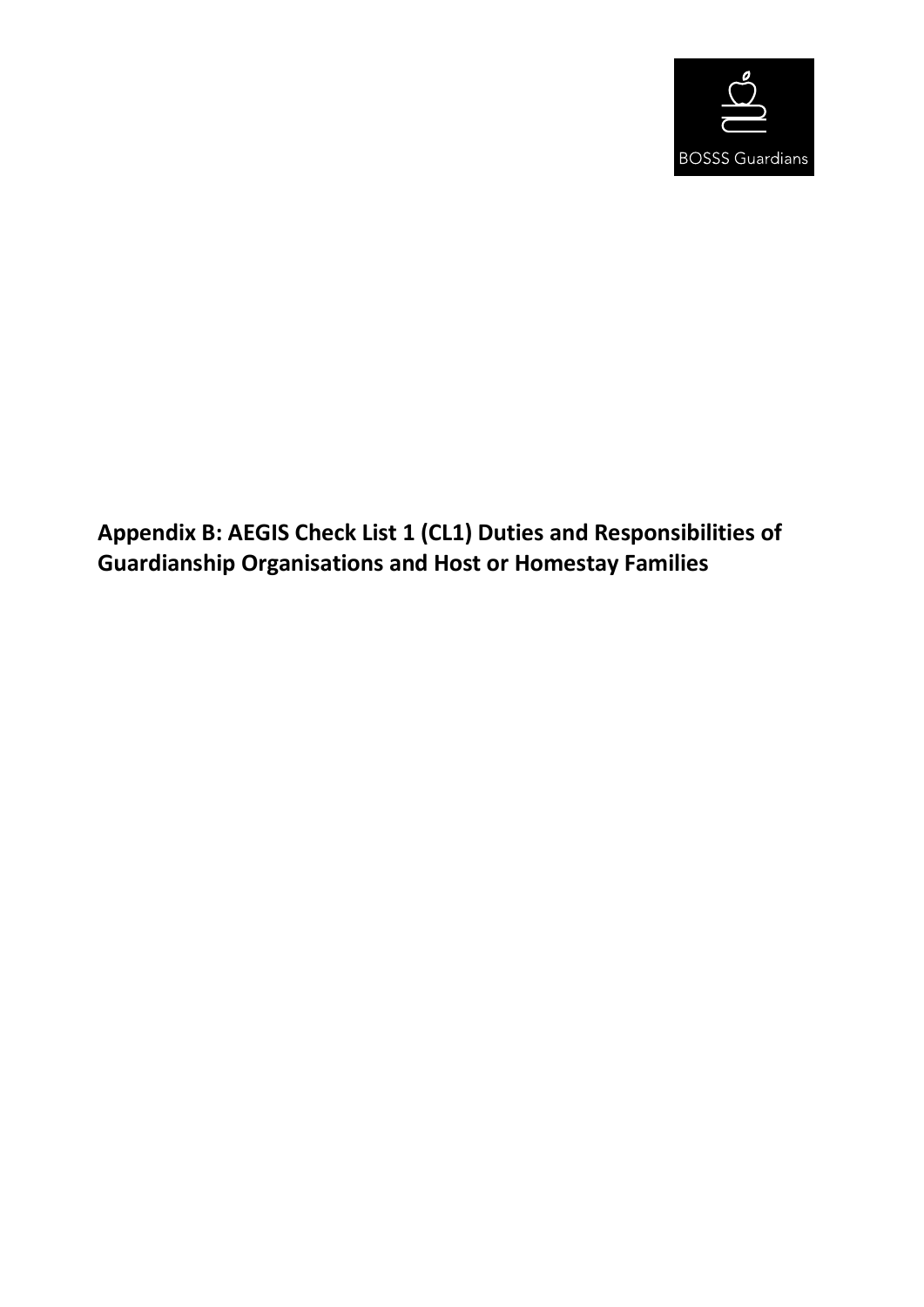# Appendix B: AEGIS Check List 1 (CL1) Duties and Responsibilities of Guardianship Organisations and Host or Homestay Families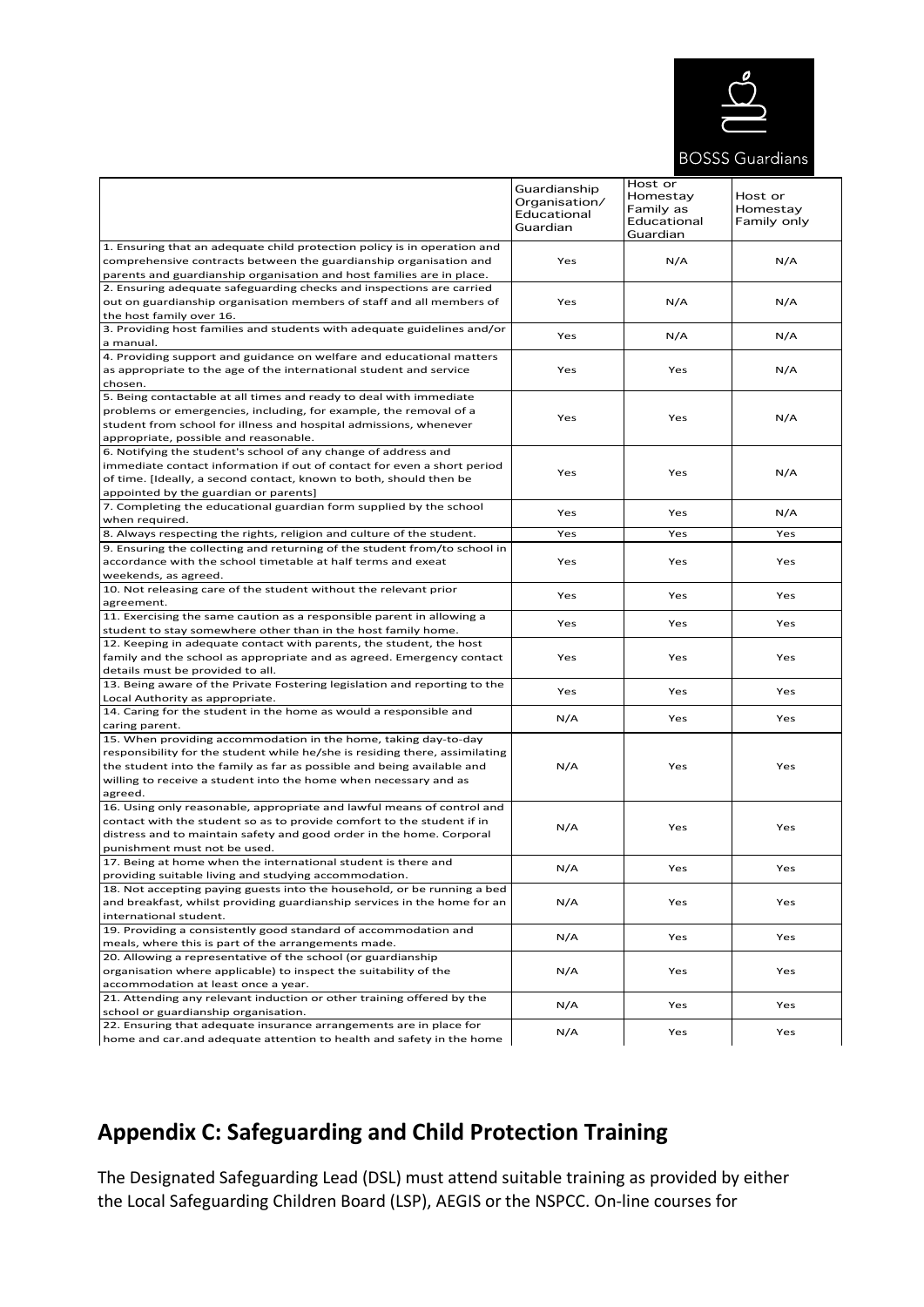| | Guardianship Organisation/ Educational Guardian | Host or Homestay Family as Educational Guardian | Host or Homestay Family only |
|---|---|---|---|
| 1. Ensuring that an adequate child protection policy is in operation and comprehensive contracts between the guardianship organisation and parents and guardianship organisation and host families are in place. | Yes | N/A | N/A |
| 2. Ensuring adequate safeguarding checks and inspections are carried out on guardianship organisation members of staff and all members of the host family over 16. | Yes | N/A | N/A |
| 3. Providing host families and students with adequate guidelines and/or a manual. | Yes | N/A | N/A |
| 4. Providing support and guidance on welfare and educational matters as appropriate to the age of the international student and service chosen. | Yes | Yes | N/A |
| 5. Being contactable at all times and ready to deal with immediate problems or emergencies, including, for example, the removal of a student from school for illness and hospital admissions, whenever appropriate, possible and reasonable. | Yes | Yes | N/A |
| 6. Notifying the student's school of any change of address and immediate contact information if out of contact for even a short period of time. [Ideally, a second contact, known to both, should then be appointed by the guardian or parents] | Yes | Yes | N/A |
| 7. Completing the educational guardian form supplied by the school when required. | Yes | Yes | N/A |
| 8. Always respecting the rights, religion and culture of the student. | Yes | Yes | Yes |
| 9. Ensuring the collecting and returning of the student from/to school in accordance with the school timetable at half terms and exeat weekends, as agreed. | Yes | Yes | Yes |
| 10. Not releasing care of the student without the relevant prior agreement. | Yes | Yes | Yes |
| 11. Exercising the same caution as a responsible parent in allowing a student to stay somewhere other than in the host family home. | Yes | Yes | Yes |
| 12. Keeping in adequate contact with parents, the student, the host family and the school as appropriate and as agreed. Emergency contact details must be provided to all. | Yes | Yes | Yes |
| 13. Being aware of the Private Fostering legislation and reporting to the Local Authority as appropriate. | Yes | Yes | Yes |
| 14. Caring for the student in the home as would a responsible and caring parent. | N/A | Yes | Yes |
| 15. When providing accommodation in the home, taking day-to-day responsibility for the student while he/she is residing there, assimilating the student into the family as far as possible and being available and willing to receive a student into the home when necessary and as agreed. | N/A | Yes | Yes |
| 16. Using only reasonable, appropriate and lawful means of control and contact with the student so as to provide comfort to the student if in distress and to maintain safety and good order in the home. Corporal punishment must not be used. | N/A | Yes | Yes |
| 17. Being at home when the international student is there and providing suitable living and studying accommodation. | N/A | Yes | Yes |
| 18. Not accepting paying guests into the household, or be running a bed and breakfast, whilst providing guardianship services in the home for an international student. | N/A | Yes | Yes |
| 19. Providing a consistently good standard of accommodation and meals, where this is part of the arrangements made. | N/A | Yes | Yes |
| 20. Allowing a representative of the school (or guardianship organisation where applicable) to inspect the suitability of the accommodation at least once a year. | N/A | Yes | Yes |
| 21. Attending any relevant induction or other training offered by the school or guardianship organisation. | N/A | Yes | Yes |
| 22. Ensuring that adequate insurance arrangements are in place for home and car.and adequate attention to health and safety in the home | N/A | Yes | Yes |

## Appendix C: Safeguarding and Child Protection Training

The Designated Safeguarding Lead (DSL) must attend suitable training as provided by either the Local Safeguarding Children Board (LSP), AEGIS or the NSPCC. On-line courses for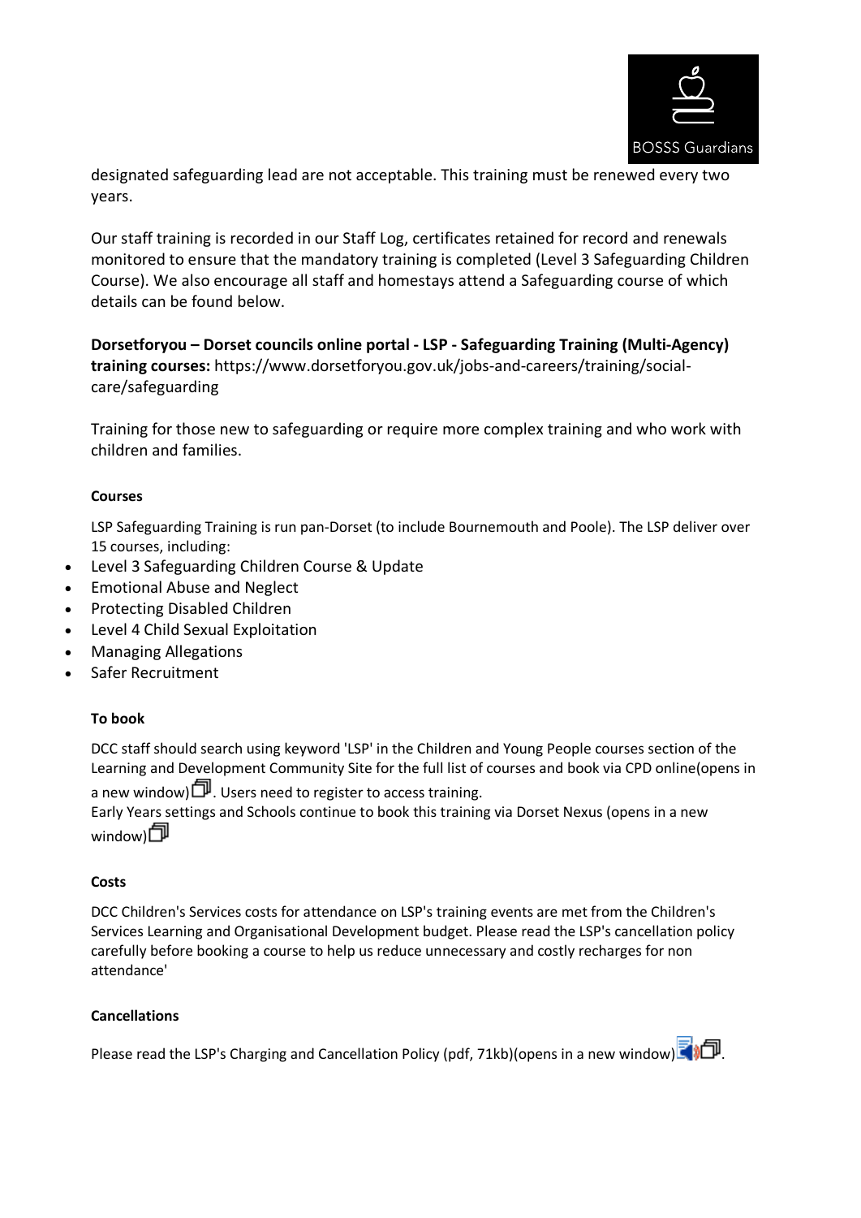designated safeguarding lead are not acceptable. This training must be renewed every two years.

Our staff training is recorded in our Staff Log, certificates retained for record and renewals monitored to ensure that the mandatory training is completed (Level 3 Safeguarding Children Course). We also encourage all staff and homestays attend a Safeguarding course of which details can be found below.

**Dorsetforyou – Dorset councils online portal - LSP - Safeguarding Training (Multi-Agency) training courses:** https://www.dorsetforyou.gov.uk/jobs-and-careers/training/social-care/safeguarding

Training for those new to safeguarding or require more complex training and who work with children and families.

#### Courses

LSP Safeguarding Training is run pan-Dorset (to include Bournemouth and Poole). The LSP deliver over 15 courses, including:

- Level 3 Safeguarding Children Course & Update
- Emotional Abuse and Neglect
- Protecting Disabled Children
- Level 4 Child Sexual Exploitation
- Managing Allegations
- Safer Recruitment

#### To book

DCC staff should search using keyword 'LSP' in the Children and Young People courses section of the Learning and Development Community Site for the full list of courses and book via CPD online(opens in a new window). Users need to register to access training.
Early Years settings and Schools continue to book this training via Dorset Nexus (opens in a new window)

#### Costs

DCC Children's Services costs for attendance on LSP's training events are met from the Children's Services Learning and Organisational Development budget. Please read the LSP's cancellation policy carefully before booking a course to help us reduce unnecessary and costly recharges for non attendance'

#### Cancellations

Please read the LSP's Charging and Cancellation Policy (pdf, 71kb)(opens in a new window).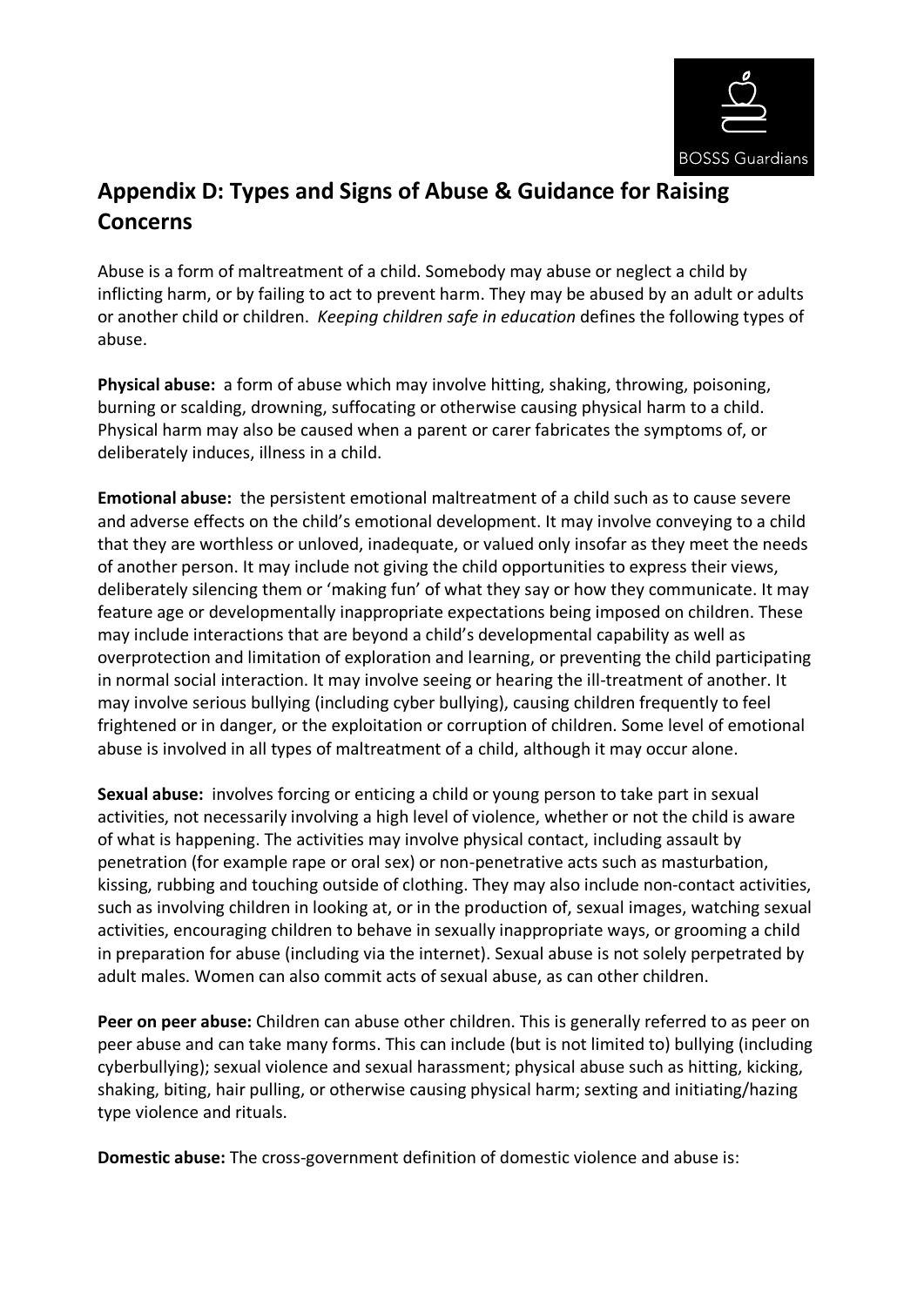## Appendix D: Types and Signs of Abuse & Guidance for Raising Concerns

Abuse is a form of maltreatment of a child. Somebody may abuse or neglect a child by inflicting harm, or by failing to act to prevent harm. They may be abused by an adult or adults or another child or children. *Keeping children safe in education* defines the following types of abuse.

**Physical abuse:** a form of abuse which may involve hitting, shaking, throwing, poisoning, burning or scalding, drowning, suffocating or otherwise causing physical harm to a child. Physical harm may also be caused when a parent or carer fabricates the symptoms of, or deliberately induces, illness in a child.

**Emotional abuse:** the persistent emotional maltreatment of a child such as to cause severe and adverse effects on the child's emotional development. It may involve conveying to a child that they are worthless or unloved, inadequate, or valued only insofar as they meet the needs of another person. It may include not giving the child opportunities to express their views, deliberately silencing them or 'making fun' of what they say or how they communicate. It may feature age or developmentally inappropriate expectations being imposed on children. These may include interactions that are beyond a child's developmental capability as well as overprotection and limitation of exploration and learning, or preventing the child participating in normal social interaction. It may involve seeing or hearing the ill-treatment of another. It may involve serious bullying (including cyber bullying), causing children frequently to feel frightened or in danger, or the exploitation or corruption of children. Some level of emotional abuse is involved in all types of maltreatment of a child, although it may occur alone.

**Sexual abuse:** involves forcing or enticing a child or young person to take part in sexual activities, not necessarily involving a high level of violence, whether or not the child is aware of what is happening. The activities may involve physical contact, including assault by penetration (for example rape or oral sex) or non-penetrative acts such as masturbation, kissing, rubbing and touching outside of clothing. They may also include non-contact activities, such as involving children in looking at, or in the production of, sexual images, watching sexual activities, encouraging children to behave in sexually inappropriate ways, or grooming a child in preparation for abuse (including via the internet). Sexual abuse is not solely perpetrated by adult males. Women can also commit acts of sexual abuse, as can other children.

**Peer on peer abuse:** Children can abuse other children. This is generally referred to as peer on peer abuse and can take many forms. This can include (but is not limited to) bullying (including cyberbullying); sexual violence and sexual harassment; physical abuse such as hitting, kicking, shaking, biting, hair pulling, or otherwise causing physical harm; sexting and initiating/hazing type violence and rituals.

**Domestic abuse:** The cross-government definition of domestic violence and abuse is: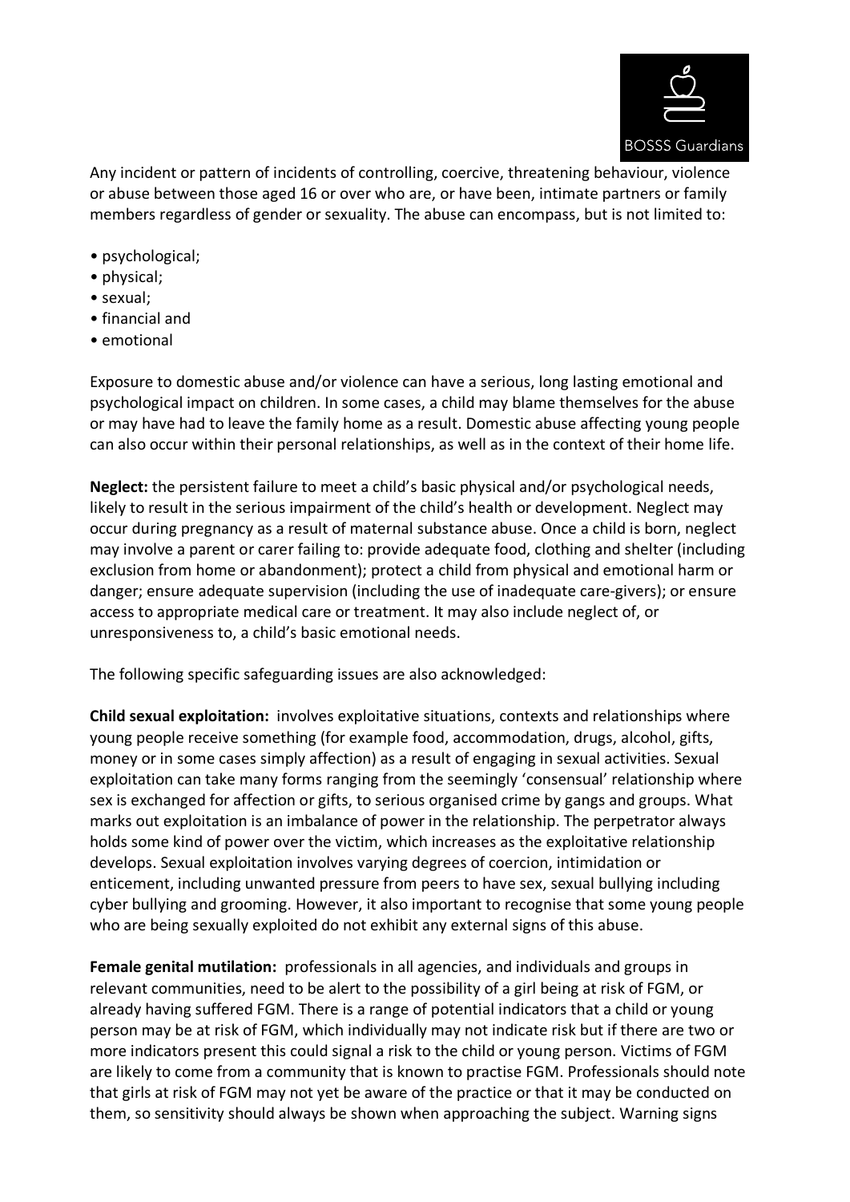Any incident or pattern of incidents of controlling, coercive, threatening behaviour, violence or abuse between those aged 16 or over who are, or have been, intimate partners or family members regardless of gender or sexuality. The abuse can encompass, but is not limited to:

- psychological;
- physical;
- sexual;
- financial and
- emotional

Exposure to domestic abuse and/or violence can have a serious, long lasting emotional and psychological impact on children. In some cases, a child may blame themselves for the abuse or may have had to leave the family home as a result. Domestic abuse affecting young people can also occur within their personal relationships, as well as in the context of their home life.

**Neglect:** the persistent failure to meet a child's basic physical and/or psychological needs, likely to result in the serious impairment of the child's health or development. Neglect may occur during pregnancy as a result of maternal substance abuse. Once a child is born, neglect may involve a parent or carer failing to: provide adequate food, clothing and shelter (including exclusion from home or abandonment); protect a child from physical and emotional harm or danger; ensure adequate supervision (including the use of inadequate care-givers); or ensure access to appropriate medical care or treatment. It may also include neglect of, or unresponsiveness to, a child's basic emotional needs.

The following specific safeguarding issues are also acknowledged:

**Child sexual exploitation:** involves exploitative situations, contexts and relationships where young people receive something (for example food, accommodation, drugs, alcohol, gifts, money or in some cases simply affection) as a result of engaging in sexual activities. Sexual exploitation can take many forms ranging from the seemingly 'consensual' relationship where sex is exchanged for affection or gifts, to serious organised crime by gangs and groups. What marks out exploitation is an imbalance of power in the relationship. The perpetrator always holds some kind of power over the victim, which increases as the exploitative relationship develops. Sexual exploitation involves varying degrees of coercion, intimidation or enticement, including unwanted pressure from peers to have sex, sexual bullying including cyber bullying and grooming. However, it also important to recognise that some young people who are being sexually exploited do not exhibit any external signs of this abuse.

**Female genital mutilation:** professionals in all agencies, and individuals and groups in relevant communities, need to be alert to the possibility of a girl being at risk of FGM, or already having suffered FGM. There is a range of potential indicators that a child or young person may be at risk of FGM, which individually may not indicate risk but if there are two or more indicators present this could signal a risk to the child or young person. Victims of FGM are likely to come from a community that is known to practise FGM. Professionals should note that girls at risk of FGM may not yet be aware of the practice or that it may be conducted on them, so sensitivity should always be shown when approaching the subject. Warning signs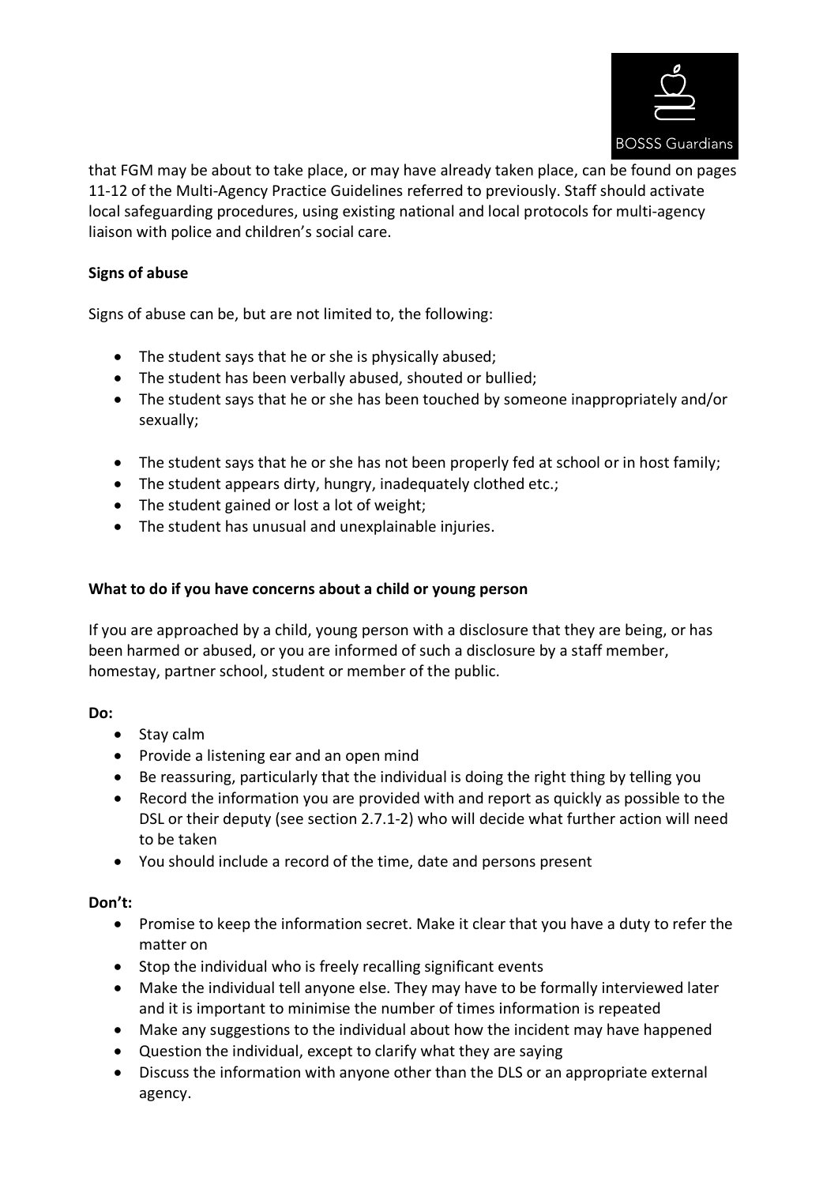that FGM may be about to take place, or may have already taken place, can be found on pages 11-12 of the Multi-Agency Practice Guidelines referred to previously. Staff should activate local safeguarding procedures, using existing national and local protocols for multi-agency liaison with police and children's social care.

**Signs of abuse**

Signs of abuse can be, but are not limited to, the following:

- The student says that he or she is physically abused;
- The student has been verbally abused, shouted or bullied;
- The student says that he or she has been touched by someone inappropriately and/or sexually;
- The student says that he or she has not been properly fed at school or in host family;
- The student appears dirty, hungry, inadequately clothed etc.;
- The student gained or lost a lot of weight;
- The student has unusual and unexplainable injuries.

**What to do if you have concerns about a child or young person**

If you are approached by a child, young person with a disclosure that they are being, or has been harmed or abused, or you are informed of such a disclosure by a staff member, homestay, partner school, student or member of the public.

**Do:**

- Stay calm
- Provide a listening ear and an open mind
- Be reassuring, particularly that the individual is doing the right thing by telling you
- Record the information you are provided with and report as quickly as possible to the DSL or their deputy (see section 2.7.1-2) who will decide what further action will need to be taken
- You should include a record of the time, date and persons present

**Don't:**

- Promise to keep the information secret. Make it clear that you have a duty to refer the matter on
- Stop the individual who is freely recalling significant events
- Make the individual tell anyone else. They may have to be formally interviewed later and it is important to minimise the number of times information is repeated
- Make any suggestions to the individual about how the incident may have happened
- Question the individual, except to clarify what they are saying
- Discuss the information with anyone other than the DLS or an appropriate external agency.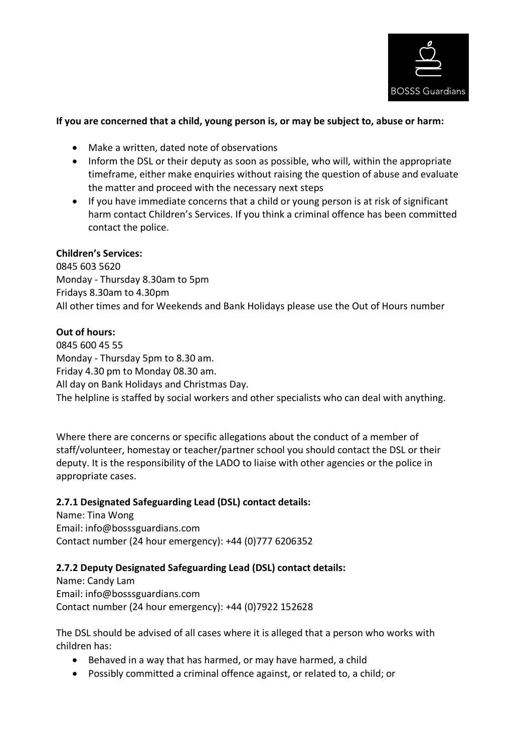**If you are concerned that a child, young person is, or may be subject to, abuse or harm:**

- Make a written, dated note of observations
- Inform the DSL or their deputy as soon as possible, who will, within the appropriate timeframe, either make enquiries without raising the question of abuse and evaluate the matter and proceed with the necessary next steps
- If you have immediate concerns that a child or young person is at risk of significant harm contact Children's Services. If you think a criminal offence has been committed contact the police.

**Children's Services:**
0845 603 5620
Monday - Thursday 8.30am to 5pm
Fridays 8.30am to 4.30pm
All other times and for Weekends and Bank Holidays please use the Out of Hours number

**Out of hours:**
0845 600 45 55
Monday - Thursday 5pm to 8.30 am.
Friday 4.30 pm to Monday 08.30 am.
All day on Bank Holidays and Christmas Day.
The helpline is staffed by social workers and other specialists who can deal with anything.

Where there are concerns or specific allegations about the conduct of a member of staff/volunteer, homestay or teacher/partner school you should contact the DSL or their deputy. It is the responsibility of the LADO to liaise with other agencies or the police in appropriate cases.

**2.7.1 Designated Safeguarding Lead (DSL) contact details:**
Name: Tina Wong
Email: info@bosssguardians.com
Contact number (24 hour emergency): +44 (0)777 6206352

**2.7.2 Deputy Designated Safeguarding Lead (DSL) contact details:**
Name: Candy Lam
Email: info@bosssguardians.com
Contact number (24 hour emergency): +44 (0)7922 152628

The DSL should be advised of all cases where it is alleged that a person who works with children has:

- Behaved in a way that has harmed, or may have harmed, a child
- Possibly committed a criminal offence against, or related to, a child; or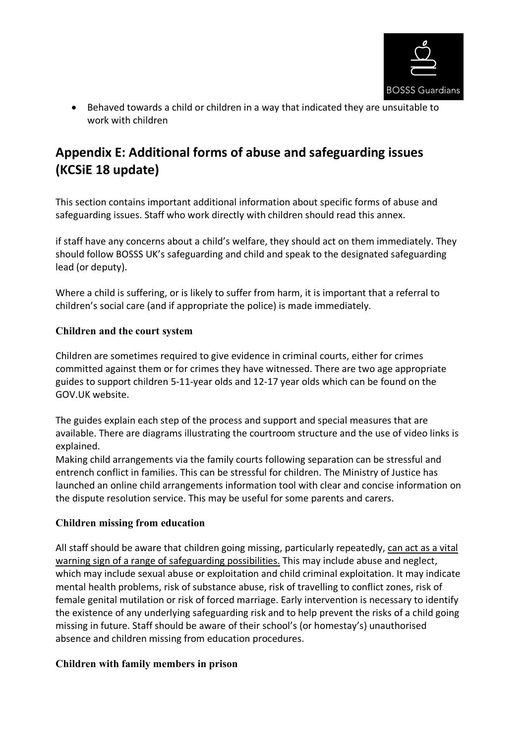- Behaved towards a child or children in a way that indicated they are unsuitable to work with children

## Appendix E: Additional forms of abuse and safeguarding issues (KCSiE 18 update)

This section contains important additional information about specific forms of abuse and safeguarding issues. Staff who work directly with children should read this annex.

if staff have any concerns about a child's welfare, they should act on them immediately. They should follow BOSSS UK's safeguarding and child and speak to the designated safeguarding lead (or deputy).

Where a child is suffering, or is likely to suffer from harm, it is important that a referral to children's social care (and if appropriate the police) is made immediately.

### Children and the court system

Children are sometimes required to give evidence in criminal courts, either for crimes committed against them or for crimes they have witnessed. There are two age appropriate guides to support children 5-11-year olds and 12-17 year olds which can be found on the GOV.UK website.

The guides explain each step of the process and support and special measures that are available. There are diagrams illustrating the courtroom structure and the use of video links is explained.
Making child arrangements via the family courts following separation can be stressful and entrench conflict in families. This can be stressful for children. The Ministry of Justice has launched an online child arrangements information tool with clear and concise information on the dispute resolution service. This may be useful for some parents and carers.

### Children missing from education

All staff should be aware that children going missing, particularly repeatedly, can act as a vital warning sign of a range of safeguarding possibilities. This may include abuse and neglect, which may include sexual abuse or exploitation and child criminal exploitation. It may indicate mental health problems, risk of substance abuse, risk of travelling to conflict zones, risk of female genital mutilation or risk of forced marriage. Early intervention is necessary to identify the existence of any underlying safeguarding risk and to help prevent the risks of a child going missing in future. Staff should be aware of their school's (or homestay's) unauthorised absence and children missing from education procedures.

### Children with family members in prison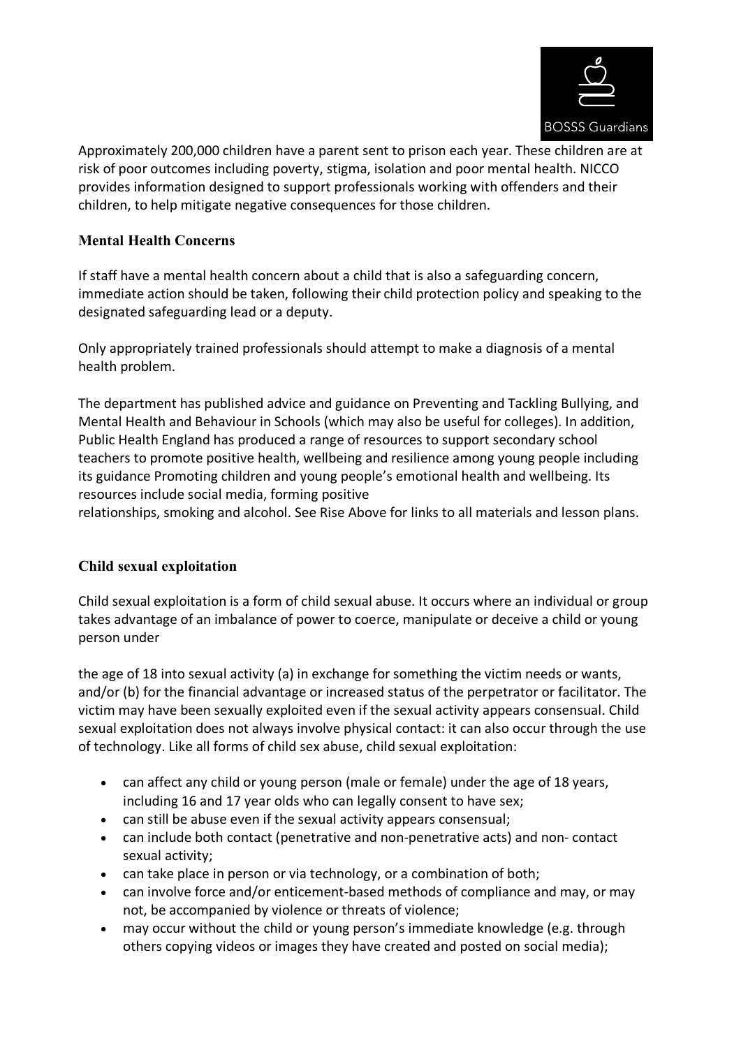Approximately 200,000 children have a parent sent to prison each year. These children are at risk of poor outcomes including poverty, stigma, isolation and poor mental health. NICCO provides information designed to support professionals working with offenders and their children, to help mitigate negative consequences for those children.

### Mental Health Concerns

If staff have a mental health concern about a child that is also a safeguarding concern, immediate action should be taken, following their child protection policy and speaking to the designated safeguarding lead or a deputy.

Only appropriately trained professionals should attempt to make a diagnosis of a mental health problem.

The department has published advice and guidance on Preventing and Tackling Bullying, and Mental Health and Behaviour in Schools (which may also be useful for colleges). In addition, Public Health England has produced a range of resources to support secondary school teachers to promote positive health, wellbeing and resilience among young people including its guidance Promoting children and young people's emotional health and wellbeing. Its resources include social media, forming positive relationships, smoking and alcohol. See Rise Above for links to all materials and lesson plans.

### Child sexual exploitation

Child sexual exploitation is a form of child sexual abuse. It occurs where an individual or group takes advantage of an imbalance of power to coerce, manipulate or deceive a child or young person under the age of 18 into sexual activity (a) in exchange for something the victim needs or wants, and/or (b) for the financial advantage or increased status of the perpetrator or facilitator. The victim may have been sexually exploited even if the sexual activity appears consensual. Child sexual exploitation does not always involve physical contact: it can also occur through the use of technology. Like all forms of child sex abuse, child sexual exploitation:

- can affect any child or young person (male or female) under the age of 18 years, including 16 and 17 year olds who can legally consent to have sex;
- can still be abuse even if the sexual activity appears consensual;
- can include both contact (penetrative and non-penetrative acts) and non- contact sexual activity;
- can take place in person or via technology, or a combination of both;
- can involve force and/or enticement-based methods of compliance and may, or may not, be accompanied by violence or threats of violence;
- may occur without the child or young person's immediate knowledge (e.g. through others copying videos or images they have created and posted on social media);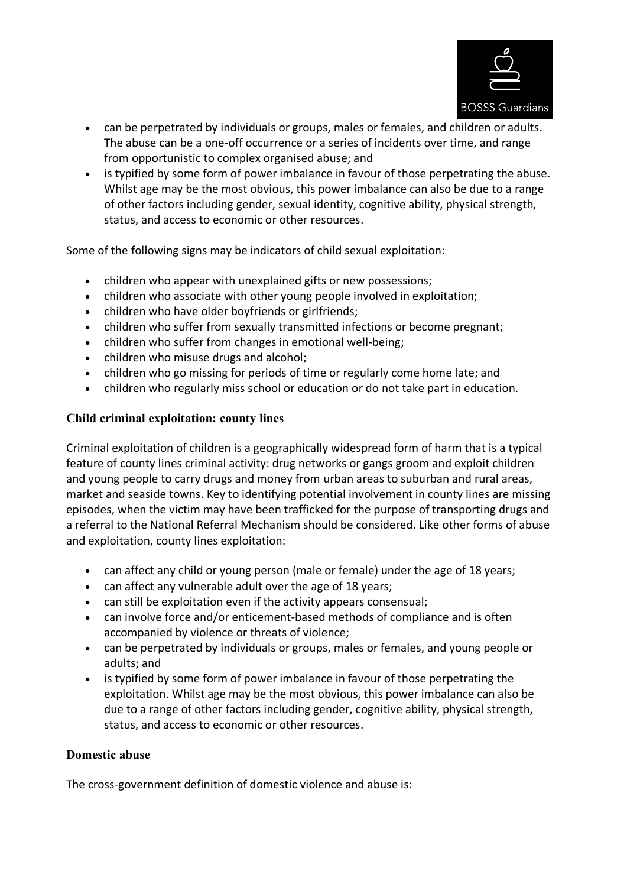- can be perpetrated by individuals or groups, males or females, and children or adults. The abuse can be a one-off occurrence or a series of incidents over time, and range from opportunistic to complex organised abuse; and
- is typified by some form of power imbalance in favour of those perpetrating the abuse. Whilst age may be the most obvious, this power imbalance can also be due to a range of other factors including gender, sexual identity, cognitive ability, physical strength, status, and access to economic or other resources.

Some of the following signs may be indicators of child sexual exploitation:

- children who appear with unexplained gifts or new possessions;
- children who associate with other young people involved in exploitation;
- children who have older boyfriends or girlfriends;
- children who suffer from sexually transmitted infections or become pregnant;
- children who suffer from changes in emotional well-being;
- children who misuse drugs and alcohol;
- children who go missing for periods of time or regularly come home late; and
- children who regularly miss school or education or do not take part in education.

### Child criminal exploitation: county lines

Criminal exploitation of children is a geographically widespread form of harm that is a typical feature of county lines criminal activity: drug networks or gangs groom and exploit children and young people to carry drugs and money from urban areas to suburban and rural areas, market and seaside towns. Key to identifying potential involvement in county lines are missing episodes, when the victim may have been trafficked for the purpose of transporting drugs and a referral to the National Referral Mechanism should be considered. Like other forms of abuse and exploitation, county lines exploitation:

- can affect any child or young person (male or female) under the age of 18 years;
- can affect any vulnerable adult over the age of 18 years;
- can still be exploitation even if the activity appears consensual;
- can involve force and/or enticement-based methods of compliance and is often accompanied by violence or threats of violence;
- can be perpetrated by individuals or groups, males or females, and young people or adults; and
- is typified by some form of power imbalance in favour of those perpetrating the exploitation. Whilst age may be the most obvious, this power imbalance can also be due to a range of other factors including gender, cognitive ability, physical strength, status, and access to economic or other resources.

### Domestic abuse

The cross-government definition of domestic violence and abuse is: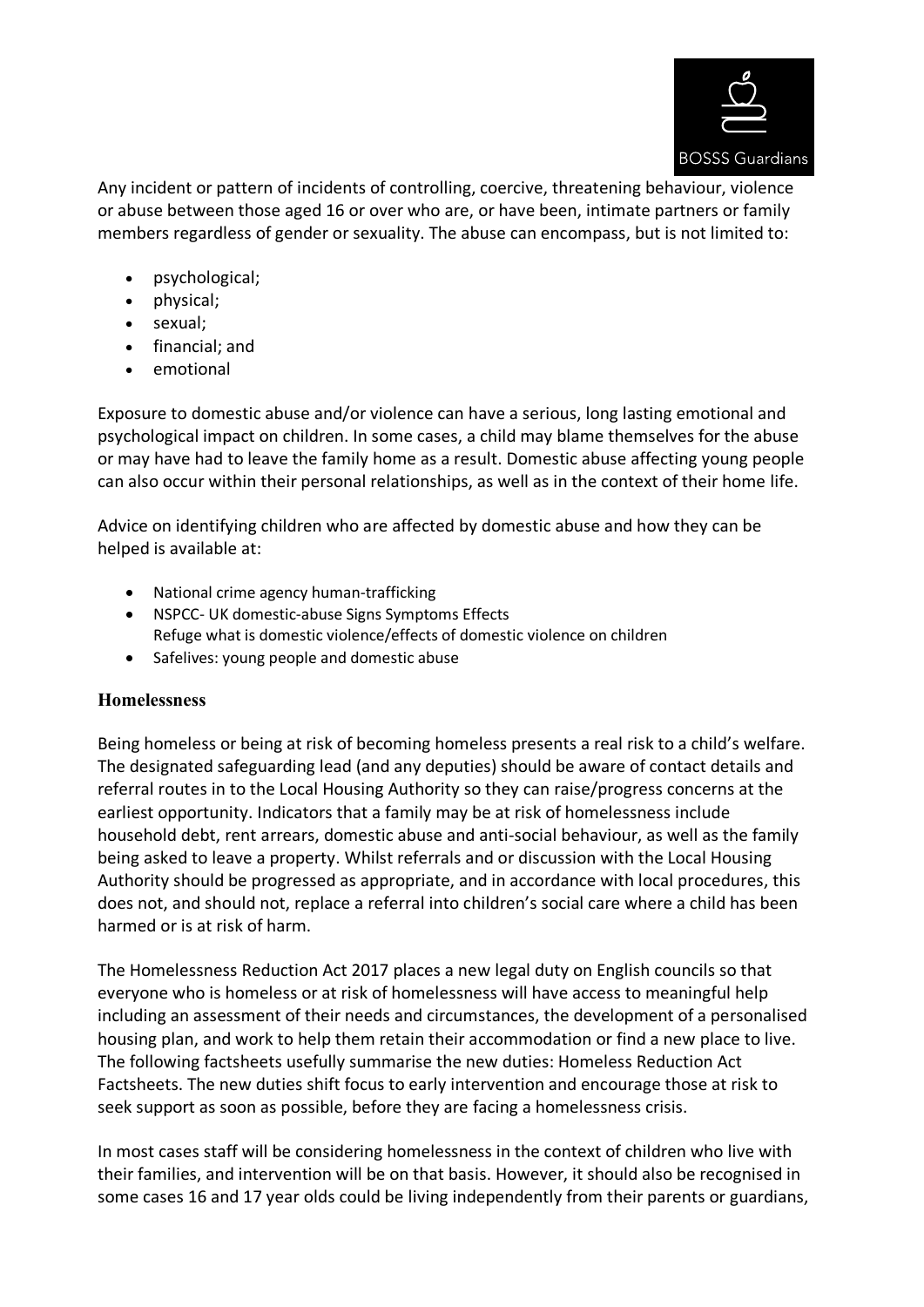Any incident or pattern of incidents of controlling, coercive, threatening behaviour, violence or abuse between those aged 16 or over who are, or have been, intimate partners or family members regardless of gender or sexuality. The abuse can encompass, but is not limited to:

- psychological;
- physical;
- sexual;
- financial; and
- emotional

Exposure to domestic abuse and/or violence can have a serious, long lasting emotional and psychological impact on children. In some cases, a child may blame themselves for the abuse or may have had to leave the family home as a result. Domestic abuse affecting young people can also occur within their personal relationships, as well as in the context of their home life.

Advice on identifying children who are affected by domestic abuse and how they can be helped is available at:

- National crime agency human-trafficking
- NSPCC- UK domestic-abuse Signs Symptoms Effects
  Refuge what is domestic violence/effects of domestic violence on children
- Safelives: young people and domestic abuse

### Homelessness

Being homeless or being at risk of becoming homeless presents a real risk to a child's welfare. The designated safeguarding lead (and any deputies) should be aware of contact details and referral routes in to the Local Housing Authority so they can raise/progress concerns at the earliest opportunity. Indicators that a family may be at risk of homelessness include household debt, rent arrears, domestic abuse and anti-social behaviour, as well as the family being asked to leave a property. Whilst referrals and or discussion with the Local Housing Authority should be progressed as appropriate, and in accordance with local procedures, this does not, and should not, replace a referral into children's social care where a child has been harmed or is at risk of harm.

The Homelessness Reduction Act 2017 places a new legal duty on English councils so that everyone who is homeless or at risk of homelessness will have access to meaningful help including an assessment of their needs and circumstances, the development of a personalised housing plan, and work to help them retain their accommodation or find a new place to live. The following factsheets usefully summarise the new duties: Homeless Reduction Act Factsheets. The new duties shift focus to early intervention and encourage those at risk to seek support as soon as possible, before they are facing a homelessness crisis.

In most cases staff will be considering homelessness in the context of children who live with their families, and intervention will be on that basis. However, it should also be recognised in some cases 16 and 17 year olds could be living independently from their parents or guardians,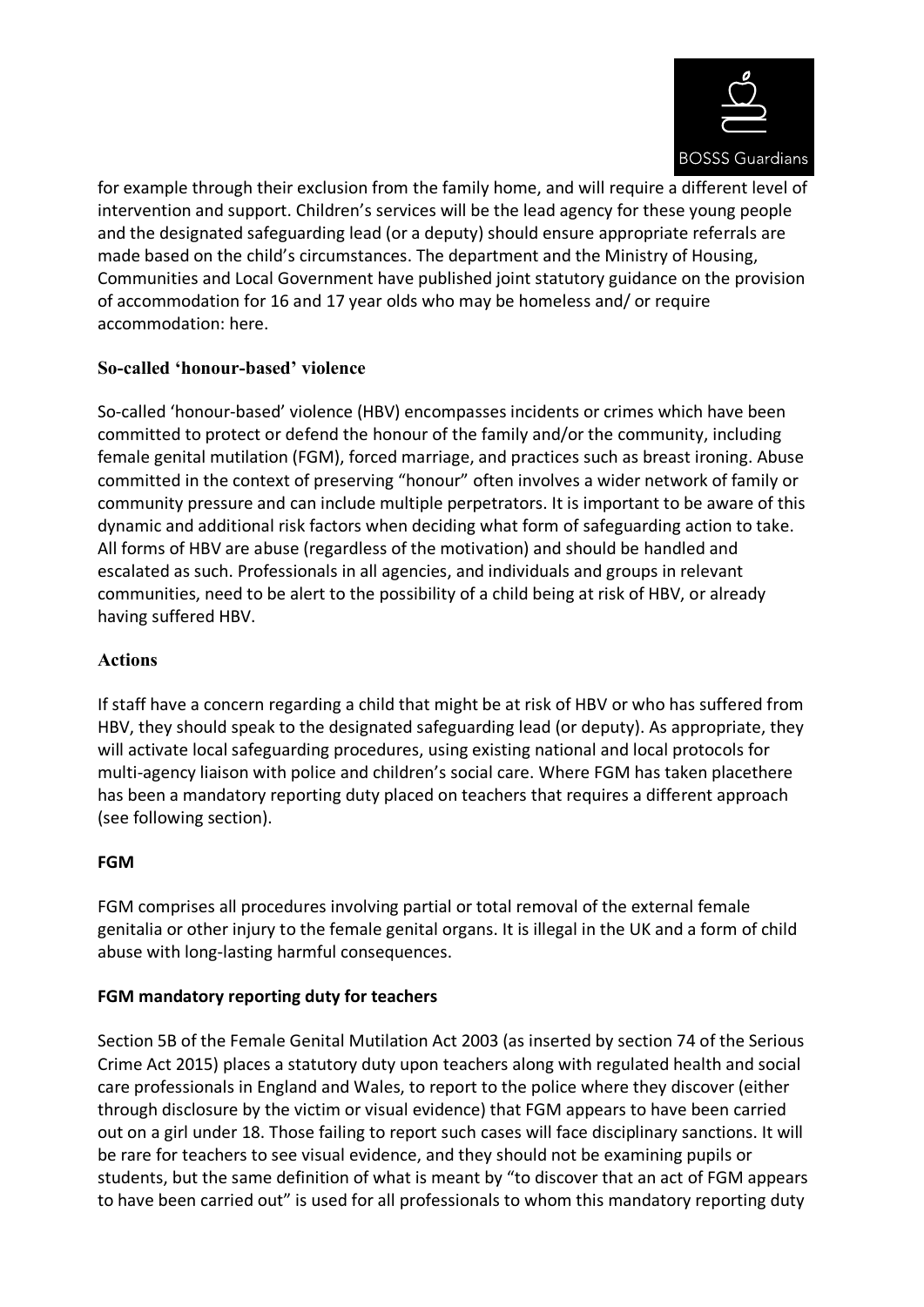for example through their exclusion from the family home, and will require a different level of intervention and support. Children's services will be the lead agency for these young people and the designated safeguarding lead (or a deputy) should ensure appropriate referrals are made based on the child's circumstances. The department and the Ministry of Housing, Communities and Local Government have published joint statutory guidance on the provision of accommodation for 16 and 17 year olds who may be homeless and/ or require accommodation: here.

### So-called 'honour-based' violence

So-called 'honour-based' violence (HBV) encompasses incidents or crimes which have been committed to protect or defend the honour of the family and/or the community, including female genital mutilation (FGM), forced marriage, and practices such as breast ironing. Abuse committed in the context of preserving "honour" often involves a wider network of family or community pressure and can include multiple perpetrators. It is important to be aware of this dynamic and additional risk factors when deciding what form of safeguarding action to take. All forms of HBV are abuse (regardless of the motivation) and should be handled and escalated as such. Professionals in all agencies, and individuals and groups in relevant communities, need to be alert to the possibility of a child being at risk of HBV, or already having suffered HBV.

### Actions

If staff have a concern regarding a child that might be at risk of HBV or who has suffered from HBV, they should speak to the designated safeguarding lead (or deputy). As appropriate, they will activate local safeguarding procedures, using existing national and local protocols for multi-agency liaison with police and children's social care. Where FGM has taken placethere has been a mandatory reporting duty placed on teachers that requires a different approach (see following section).

### FGM

FGM comprises all procedures involving partial or total removal of the external female genitalia or other injury to the female genital organs. It is illegal in the UK and a form of child abuse with long-lasting harmful consequences.

### FGM mandatory reporting duty for teachers

Section 5B of the Female Genital Mutilation Act 2003 (as inserted by section 74 of the Serious Crime Act 2015) places a statutory duty upon teachers along with regulated health and social care professionals in England and Wales, to report to the police where they discover (either through disclosure by the victim or visual evidence) that FGM appears to have been carried out on a girl under 18. Those failing to report such cases will face disciplinary sanctions. It will be rare for teachers to see visual evidence, and they should not be examining pupils or students, but the same definition of what is meant by "to discover that an act of FGM appears to have been carried out" is used for all professionals to whom this mandatory reporting duty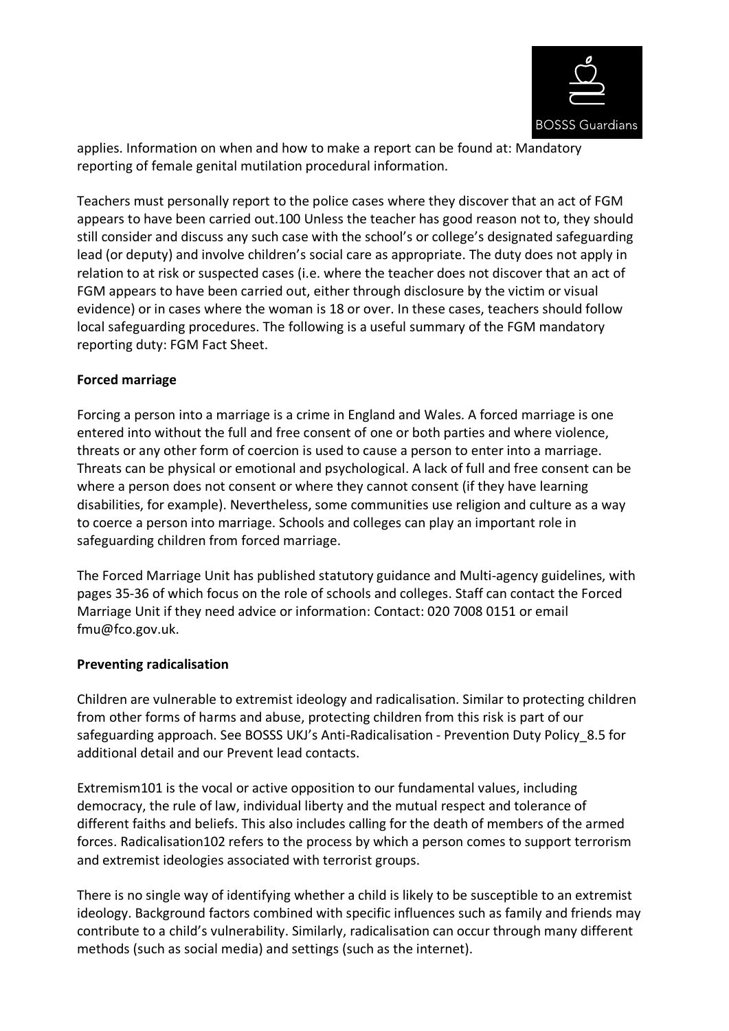applies. Information on when and how to make a report can be found at: Mandatory reporting of female genital mutilation procedural information.

Teachers must personally report to the police cases where they discover that an act of FGM appears to have been carried out.100 Unless the teacher has good reason not to, they should still consider and discuss any such case with the school's or college's designated safeguarding lead (or deputy) and involve children's social care as appropriate. The duty does not apply in relation to at risk or suspected cases (i.e. where the teacher does not discover that an act of FGM appears to have been carried out, either through disclosure by the victim or visual evidence) or in cases where the woman is 18 or over. In these cases, teachers should follow local safeguarding procedures. The following is a useful summary of the FGM mandatory reporting duty: FGM Fact Sheet.

**Forced marriage**

Forcing a person into a marriage is a crime in England and Wales. A forced marriage is one entered into without the full and free consent of one or both parties and where violence, threats or any other form of coercion is used to cause a person to enter into a marriage. Threats can be physical or emotional and psychological. A lack of full and free consent can be where a person does not consent or where they cannot consent (if they have learning disabilities, for example). Nevertheless, some communities use religion and culture as a way to coerce a person into marriage. Schools and colleges can play an important role in safeguarding children from forced marriage.

The Forced Marriage Unit has published statutory guidance and Multi-agency guidelines, with pages 35-36 of which focus on the role of schools and colleges. Staff can contact the Forced Marriage Unit if they need advice or information: Contact: 020 7008 0151 or email fmu@fco.gov.uk.

**Preventing radicalisation**

Children are vulnerable to extremist ideology and radicalisation. Similar to protecting children from other forms of harms and abuse, protecting children from this risk is part of our safeguarding approach. See BOSSS UKJ's Anti-Radicalisation - Prevention Duty Policy_8.5 for additional detail and our Prevent lead contacts.

Extremism101 is the vocal or active opposition to our fundamental values, including democracy, the rule of law, individual liberty and the mutual respect and tolerance of different faiths and beliefs. This also includes calling for the death of members of the armed forces. Radicalisation102 refers to the process by which a person comes to support terrorism and extremist ideologies associated with terrorist groups.

There is no single way of identifying whether a child is likely to be susceptible to an extremist ideology. Background factors combined with specific influences such as family and friends may contribute to a child's vulnerability. Similarly, radicalisation can occur through many different methods (such as social media) and settings (such as the internet).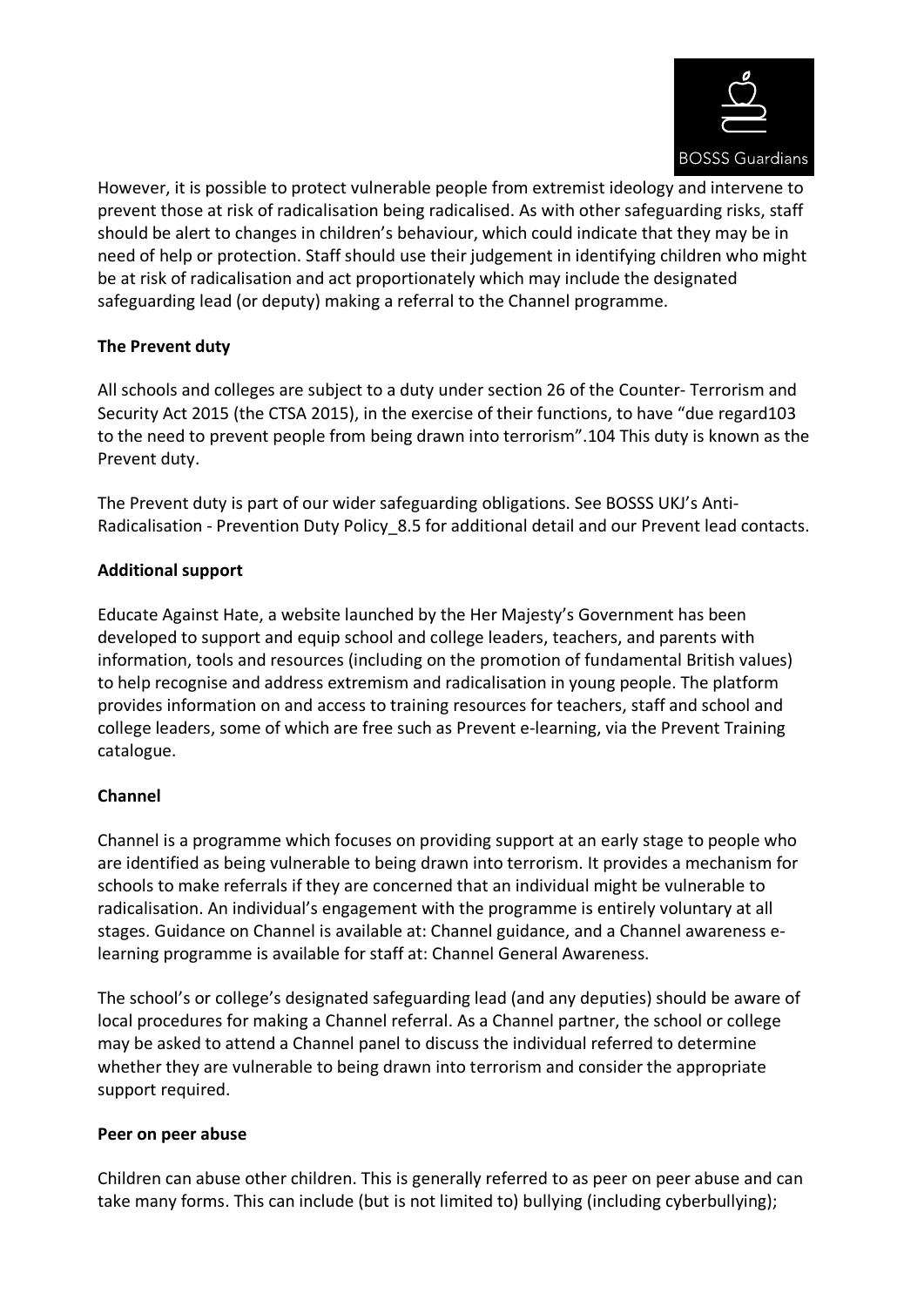However, it is possible to protect vulnerable people from extremist ideology and intervene to prevent those at risk of radicalisation being radicalised. As with other safeguarding risks, staff should be alert to changes in children's behaviour, which could indicate that they may be in need of help or protection. Staff should use their judgement in identifying children who might be at risk of radicalisation and act proportionately which may include the designated safeguarding lead (or deputy) making a referral to the Channel programme.

**The Prevent duty**

All schools and colleges are subject to a duty under section 26 of the Counter- Terrorism and Security Act 2015 (the CTSA 2015), in the exercise of their functions, to have "due regard103 to the need to prevent people from being drawn into terrorism".104 This duty is known as the Prevent duty.

The Prevent duty is part of our wider safeguarding obligations. See BOSSS UKJ's Anti-Radicalisation - Prevention Duty Policy_8.5 for additional detail and our Prevent lead contacts.

**Additional support**

Educate Against Hate, a website launched by the Her Majesty's Government has been developed to support and equip school and college leaders, teachers, and parents with information, tools and resources (including on the promotion of fundamental British values) to help recognise and address extremism and radicalisation in young people. The platform provides information on and access to training resources for teachers, staff and school and college leaders, some of which are free such as Prevent e-learning, via the Prevent Training catalogue.

**Channel**

Channel is a programme which focuses on providing support at an early stage to people who are identified as being vulnerable to being drawn into terrorism. It provides a mechanism for schools to make referrals if they are concerned that an individual might be vulnerable to radicalisation. An individual's engagement with the programme is entirely voluntary at all stages. Guidance on Channel is available at: Channel guidance, and a Channel awareness e-learning programme is available for staff at: Channel General Awareness.

The school's or college's designated safeguarding lead (and any deputies) should be aware of local procedures for making a Channel referral. As a Channel partner, the school or college may be asked to attend a Channel panel to discuss the individual referred to determine whether they are vulnerable to being drawn into terrorism and consider the appropriate support required.

**Peer on peer abuse**

Children can abuse other children. This is generally referred to as peer on peer abuse and can take many forms. This can include (but is not limited to) bullying (including cyberbullying);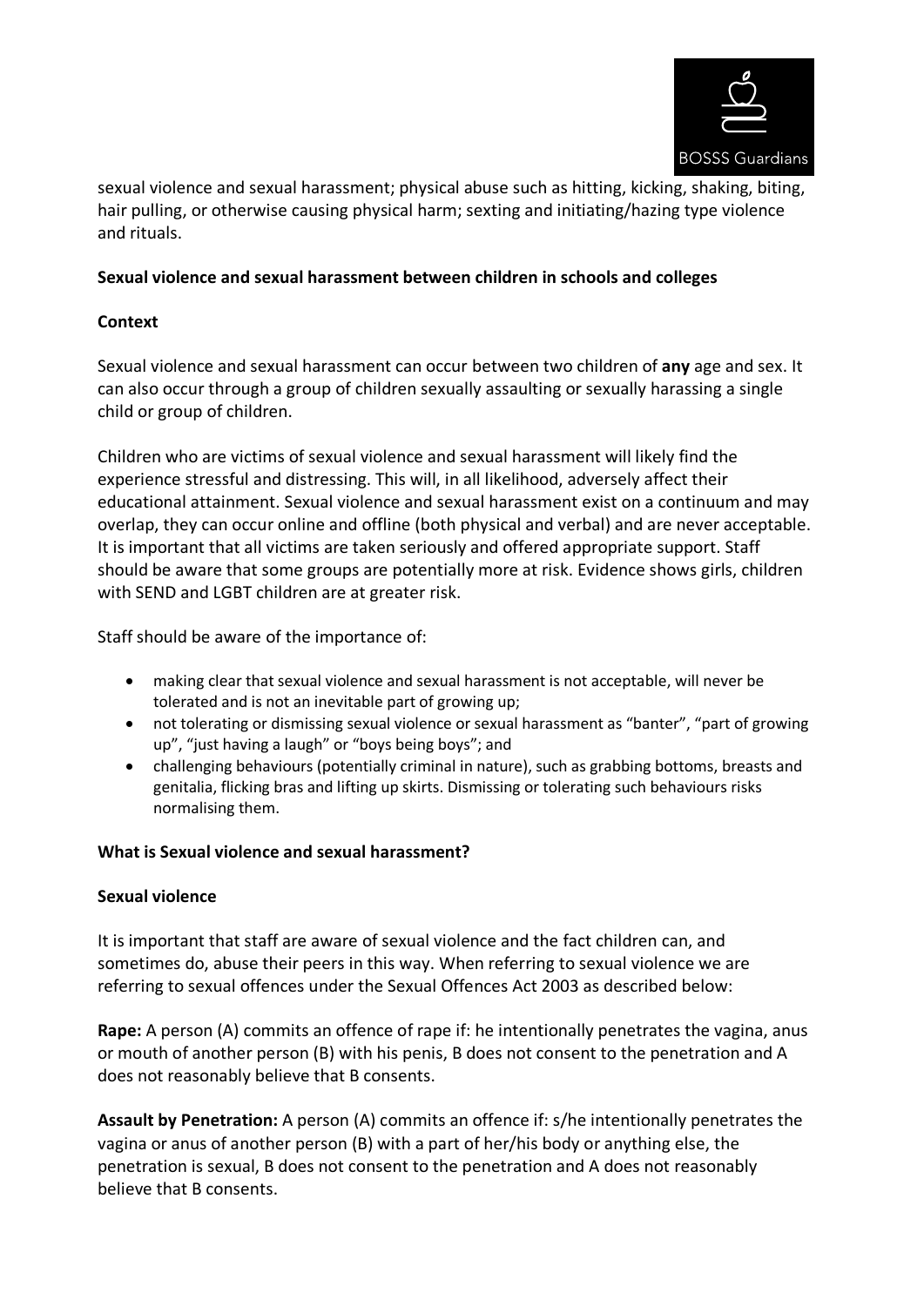sexual violence and sexual harassment; physical abuse such as hitting, kicking, shaking, biting, hair pulling, or otherwise causing physical harm; sexting and initiating/hazing type violence and rituals.

**Sexual violence and sexual harassment between children in schools and colleges**

**Context**

Sexual violence and sexual harassment can occur between two children of **any** age and sex. It can also occur through a group of children sexually assaulting or sexually harassing a single child or group of children.

Children who are victims of sexual violence and sexual harassment will likely find the experience stressful and distressing. This will, in all likelihood, adversely affect their educational attainment. Sexual violence and sexual harassment exist on a continuum and may overlap, they can occur online and offline (both physical and verbal) and are never acceptable. It is important that all victims are taken seriously and offered appropriate support. Staff should be aware that some groups are potentially more at risk. Evidence shows girls, children with SEND and LGBT children are at greater risk.

Staff should be aware of the importance of:

- making clear that sexual violence and sexual harassment is not acceptable, will never be tolerated and is not an inevitable part of growing up;
- not tolerating or dismissing sexual violence or sexual harassment as "banter", "part of growing up", "just having a laugh" or "boys being boys"; and
- challenging behaviours (potentially criminal in nature), such as grabbing bottoms, breasts and genitalia, flicking bras and lifting up skirts. Dismissing or tolerating such behaviours risks normalising them.

**What is Sexual violence and sexual harassment?**

**Sexual violence**

It is important that staff are aware of sexual violence and the fact children can, and sometimes do, abuse their peers in this way. When referring to sexual violence we are referring to sexual offences under the Sexual Offences Act 2003 as described below:

**Rape:** A person (A) commits an offence of rape if: he intentionally penetrates the vagina, anus or mouth of another person (B) with his penis, B does not consent to the penetration and A does not reasonably believe that B consents.

**Assault by Penetration:** A person (A) commits an offence if: s/he intentionally penetrates the vagina or anus of another person (B) with a part of her/his body or anything else, the penetration is sexual, B does not consent to the penetration and A does not reasonably believe that B consents.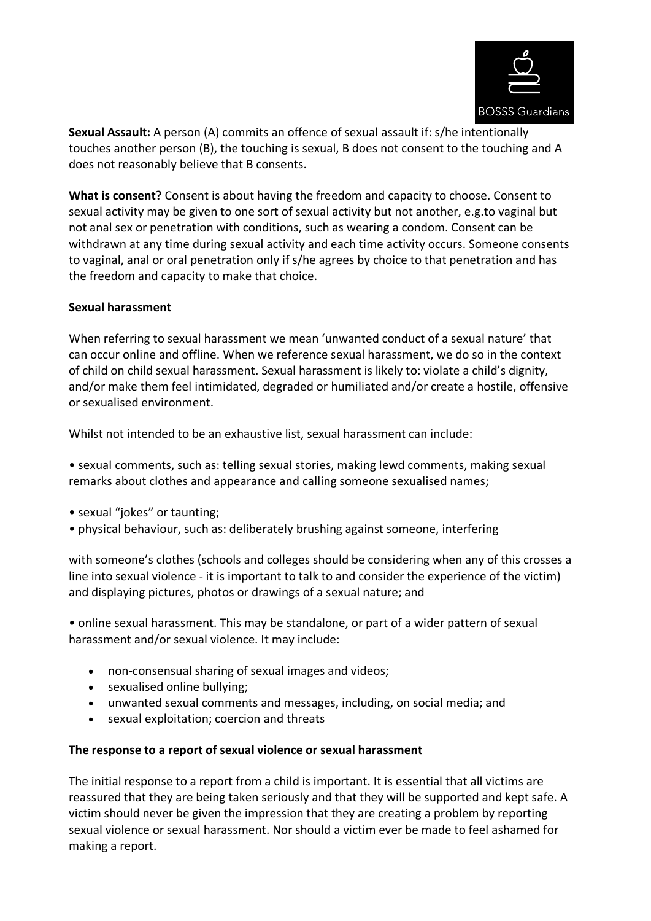**Sexual Assault:** A person (A) commits an offence of sexual assault if: s/he intentionally touches another person (B), the touching is sexual, B does not consent to the touching and A does not reasonably believe that B consents.

**What is consent?** Consent is about having the freedom and capacity to choose. Consent to sexual activity may be given to one sort of sexual activity but not another, e.g.to vaginal but not anal sex or penetration with conditions, such as wearing a condom. Consent can be withdrawn at any time during sexual activity and each time activity occurs. Someone consents to vaginal, anal or oral penetration only if s/he agrees by choice to that penetration and has the freedom and capacity to make that choice.

**Sexual harassment**

When referring to sexual harassment we mean 'unwanted conduct of a sexual nature' that can occur online and offline. When we reference sexual harassment, we do so in the context of child on child sexual harassment. Sexual harassment is likely to: violate a child's dignity, and/or make them feel intimidated, degraded or humiliated and/or create a hostile, offensive or sexualised environment.

Whilst not intended to be an exhaustive list, sexual harassment can include:

• sexual comments, such as: telling sexual stories, making lewd comments, making sexual remarks about clothes and appearance and calling someone sexualised names;

• sexual "jokes" or taunting;
• physical behaviour, such as: deliberately brushing against someone, interfering

with someone's clothes (schools and colleges should be considering when any of this crosses a line into sexual violence - it is important to talk to and consider the experience of the victim) and displaying pictures, photos or drawings of a sexual nature; and

• online sexual harassment. This may be standalone, or part of a wider pattern of sexual harassment and/or sexual violence. It may include:

- non-consensual sharing of sexual images and videos;
- sexualised online bullying;
- unwanted sexual comments and messages, including, on social media; and
- sexual exploitation; coercion and threats

**The response to a report of sexual violence or sexual harassment**

The initial response to a report from a child is important. It is essential that all victims are reassured that they are being taken seriously and that they will be supported and kept safe. A victim should never be given the impression that they are creating a problem by reporting sexual violence or sexual harassment. Nor should a victim ever be made to feel ashamed for making a report.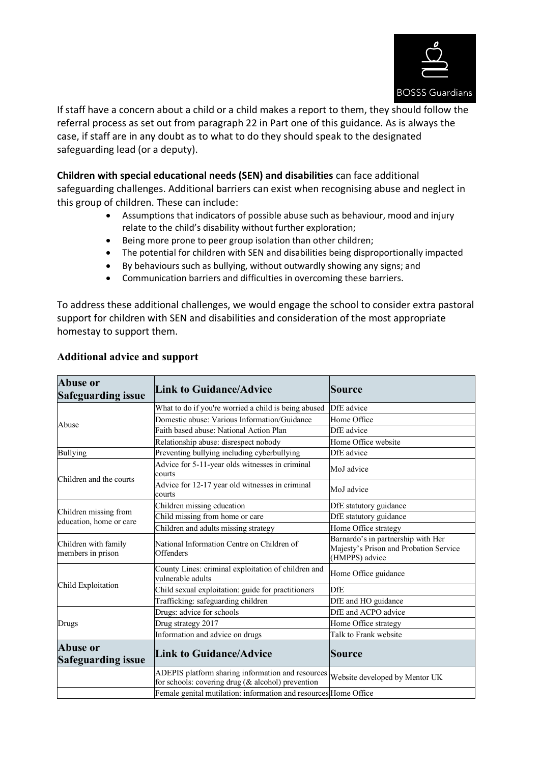If staff have a concern about a child or a child makes a report to them, they should follow the referral process as set out from paragraph 22 in Part one of this guidance. As is always the case, if staff are in any doubt as to what to do they should speak to the designated safeguarding lead (or a deputy).

**Children with special educational needs (SEN) and disabilities** can face additional safeguarding challenges. Additional barriers can exist when recognising abuse and neglect in this group of children. These can include:

- Assumptions that indicators of possible abuse such as behaviour, mood and injury relate to the child's disability without further exploration;
- Being more prone to peer group isolation than other children;
- The potential for children with SEN and disabilities being disproportionally impacted
- By behaviours such as bullying, without outwardly showing any signs; and
- Communication barriers and difficulties in overcoming these barriers.

To address these additional challenges, we would engage the school to consider extra pastoral support for children with SEN and disabilities and consideration of the most appropriate homestay to support them.

## Additional advice and support

| Abuse or Safeguarding issue | Link to Guidance/Advice | Source |
|---|---|---|
| Abuse | What to do if you're worried a child is being abused | DfE advice |
| | Domestic abuse: Various Information/Guidance | Home Office |
| | Faith based abuse: National Action Plan | DfE advice |
| | Relationship abuse: disrespect nobody | Home Office website |
| Bullying | Preventing bullying including cyberbullying | DfE advice |
| Children and the courts | Advice for 5-11-year olds witnesses in criminal courts | MoJ advice |
| | Advice for 12-17 year old witnesses in criminal courts | MoJ advice |
| Children missing from education, home or care | Children missing education | DfE statutory guidance |
| | Child missing from home or care | DfE statutory guidance |
| | Children and adults missing strategy | Home Office strategy |
| Children with family members in prison | National Information Centre on Children of Offenders | Barnardo's in partnership with Her Majesty's Prison and Probation Service (HMPPS) advice |
| Child Exploitation | County Lines: criminal exploitation of children and vulnerable adults | Home Office guidance |
| | Child sexual exploitation: guide for practitioners | DfE |
| | Trafficking: safeguarding children | DfE and HO guidance |
| Drugs | Drugs: advice for schools | DfE and ACPO advice |
| | Drug strategy 2017 | Home Office strategy |
| | Information and advice on drugs | Talk to Frank website |
| **Abuse or Safeguarding issue** | **Link to Guidance/Advice** | **Source** |
| | ADEPIS platform sharing information and resources for schools: covering drug (& alcohol) prevention | Website developed by Mentor UK |
| | Female genital mutilation: information and resources | Home Office |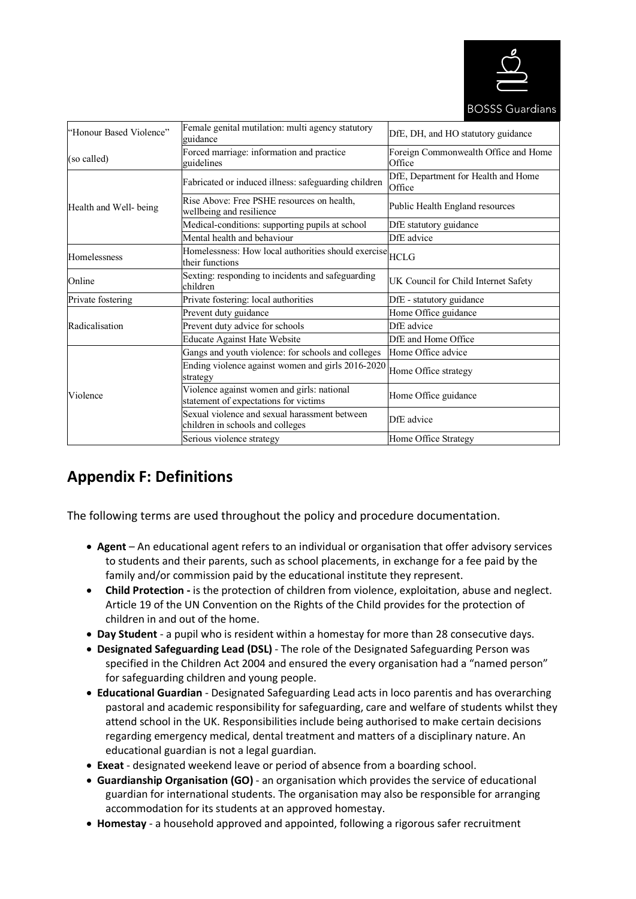| "Honour Based Violence" (so called) | Female genital mutilation: multi agency statutory guidance | DfE, DH, and HO statutory guidance |
|---|---|---|
| | Forced marriage: information and practice guidelines | Foreign Commonwealth Office and Home Office |
| Health and Well- being | Fabricated or induced illness: safeguarding children | DfE, Department for Health and Home Office |
| | Rise Above: Free PSHE resources on health, wellbeing and resilience | Public Health England resources |
| | Medical-conditions: supporting pupils at school | DfE statutory guidance |
| | Mental health and behaviour | DfE advice |
| Homelessness | Homelessness: How local authorities should exercise their functions | HCLG |
| Online | Sexting: responding to incidents and safeguarding children | UK Council for Child Internet Safety |
| Private fostering | Private fostering: local authorities | DfE - statutory guidance |
| Radicalisation | Prevent duty guidance | Home Office guidance |
| | Prevent duty advice for schools | DfE advice |
| | Educate Against Hate Website | DfE and Home Office |
| Violence | Gangs and youth violence: for schools and colleges | Home Office advice |
| | Ending violence against women and girls 2016-2020 strategy | Home Office strategy |
| | Violence against women and girls: national statement of expectations for victims | Home Office guidance |
| | Sexual violence and sexual harassment between children in schools and colleges | DfE advice |
| | Serious violence strategy | Home Office Strategy |

## Appendix F: Definitions

The following terms are used throughout the policy and procedure documentation.

- **Agent** – An educational agent refers to an individual or organisation that offer advisory services to students and their parents, such as school placements, in exchange for a fee paid by the family and/or commission paid by the educational institute they represent.
- **Child Protection -** is the protection of children from violence, exploitation, abuse and neglect. Article 19 of the UN Convention on the Rights of the Child provides for the protection of children in and out of the home.
- **Day Student** - a pupil who is resident within a homestay for more than 28 consecutive days.
- **Designated Safeguarding Lead (DSL)** - The role of the Designated Safeguarding Person was specified in the Children Act 2004 and ensured the every organisation had a "named person" for safeguarding children and young people.
- **Educational Guardian** - Designated Safeguarding Lead acts in loco parentis and has overarching pastoral and academic responsibility for safeguarding, care and welfare of students whilst they attend school in the UK. Responsibilities include being authorised to make certain decisions regarding emergency medical, dental treatment and matters of a disciplinary nature. An educational guardian is not a legal guardian.
- **Exeat** - designated weekend leave or period of absence from a boarding school.
- **Guardianship Organisation (GO)** - an organisation which provides the service of educational guardian for international students. The organisation may also be responsible for arranging accommodation for its students at an approved homestay.
- **Homestay** - a household approved and appointed, following a rigorous safer recruitment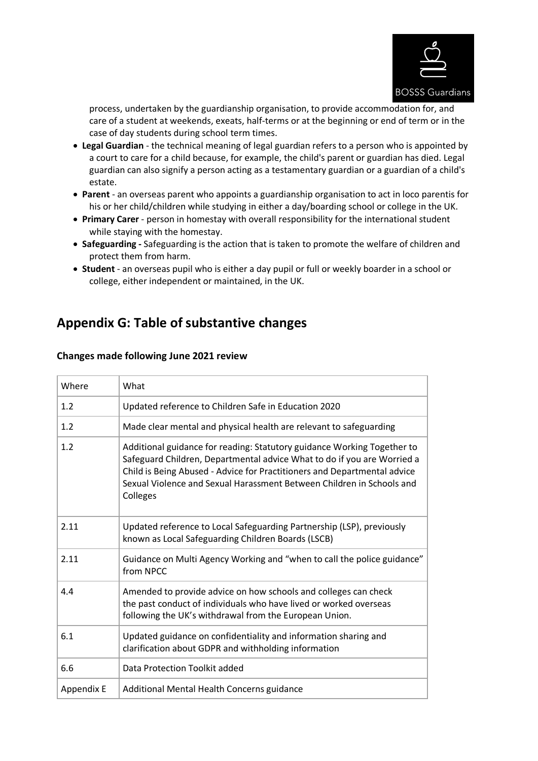process, undertaken by the guardianship organisation, to provide accommodation for, and care of a student at weekends, exeats, half-terms or at the beginning or end of term or in the case of day students during school term times.

- **Legal Guardian** - the technical meaning of legal guardian refers to a person who is appointed by a court to care for a child because, for example, the child's parent or guardian has died. Legal guardian can also signify a person acting as a testamentary guardian or a guardian of a child's estate.
- **Parent** - an overseas parent who appoints a guardianship organisation to act in loco parentis for his or her child/children while studying in either a day/boarding school or college in the UK.
- **Primary Carer** - person in homestay with overall responsibility for the international student while staying with the homestay.
- **Safeguarding -** Safeguarding is the action that is taken to promote the welfare of children and protect them from harm.
- **Student** - an overseas pupil who is either a day pupil or full or weekly boarder in a school or college, either independent or maintained, in the UK.

## Appendix G: Table of substantive changes

### Changes made following June 2021 review

| Where | What |
|---|---|
| 1.2 | Updated reference to Children Safe in Education 2020 |
| 1.2 | Made clear mental and physical health are relevant to safeguarding |
| 1.2 | Additional guidance for reading: Statutory guidance Working Together to Safeguard Children, Departmental advice What to do if you are Worried a Child is Being Abused - Advice for Practitioners and Departmental advice Sexual Violence and Sexual Harassment Between Children in Schools and Colleges |
| 2.11 | Updated reference to Local Safeguarding Partnership (LSP), previously known as Local Safeguarding Children Boards (LSCB) |
| 2.11 | Guidance on Multi Agency Working and "when to call the police guidance" from NPCC |
| 4.4 | Amended to provide advice on how schools and colleges can check the past conduct of individuals who have lived or worked overseas following the UK's withdrawal from the European Union. |
| 6.1 | Updated guidance on confidentiality and information sharing and clarification about GDPR and withholding information |
| 6.6 | Data Protection Toolkit added |
| Appendix E | Additional Mental Health Concerns guidance |